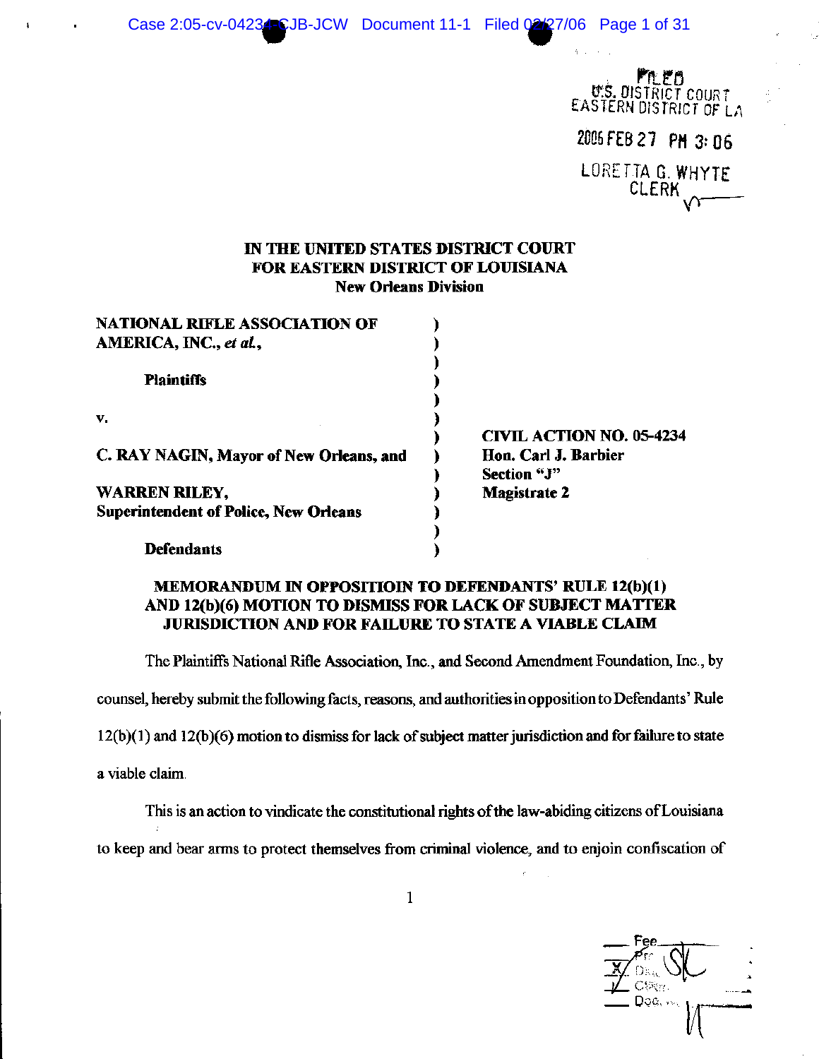FILED
U.S. DISTRICT COURT
EASTERN DISTRICT OF LA

2006 FEB 27 PM 3:06

LORETTA G. WHYTE
CLERK

**IN THE UNITED STATES DISTRICT COURT**
**FOR EASTERN DISTRICT OF LOUISIANA**
**New Orleans Division**

| | |
|---|---|
| **NATIONAL RIFLE ASSOCIATION OF AMERICA, INC., *et al.*,** | ) |
| **Plaintiffs** | ) |
| **v.** | ) |
| **C. RAY NAGIN, Mayor of New Orleans, and** | ) **CIVIL ACTION NO. 05-4234** |
| | ) **Hon. Carl J. Barbier** |
| | ) **Section "J"** |
| **WARREN RILEY, Superintendent of Police, New Orleans** | ) **Magistrate 2** |
| **Defendants** | ) |

**MEMORANDUM IN OPPOSITIOIN TO DEFENDANTS' RULE 12(b)(1) AND 12(b)(6) MOTION TO DISMISS FOR LACK OF SUBJECT MATTER JURISDICTION AND FOR FAILURE TO STATE A VIABLE CLAIM**

The Plaintiffs National Rifle Association, Inc., and Second Amendment Foundation, Inc., by counsel, hereby submit the following facts, reasons, and authorities in opposition to Defendants' Rule 12(b)(1) and 12(b)(6) motion to dismiss for lack of subject matter jurisdiction and for failure to state a viable claim.

This is an action to vindicate the constitutional rights of the law-abiding citizens of Louisiana to keep and bear arms to protect themselves from criminal violence, and to enjoin confiscation of

Fee
Prc
X Dkt
✓ CtRm
Doc.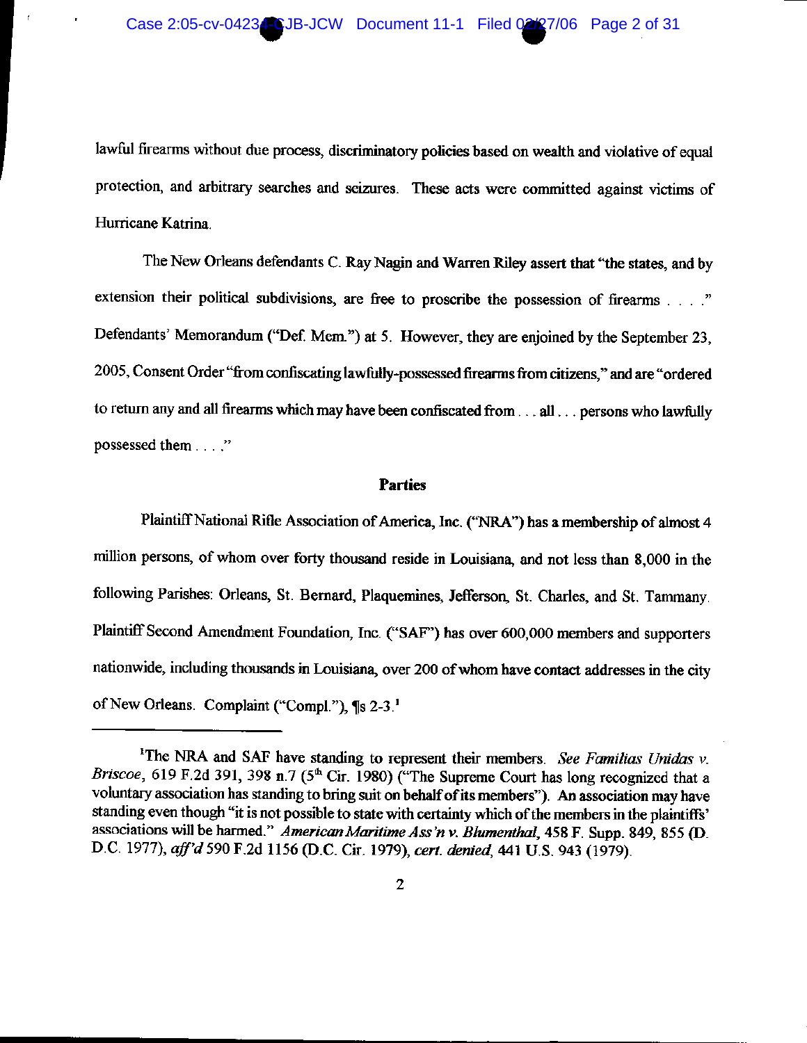lawful firearms without due process, discriminatory policies based on wealth and violative of equal protection, and arbitrary searches and seizures. These acts were committed against victims of Hurricane Katrina.

The New Orleans defendants C. Ray Nagin and Warren Riley assert that "the states, and by extension their political subdivisions, are free to proscribe the possession of firearms . . . ." Defendants' Memorandum ("Def. Mem.") at 5. However, they are enjoined by the September 23, 2005, Consent Order "from confiscating lawfully-possessed firearms from citizens," and are "ordered to return any and all firearms which may have been confiscated from . . . all . . . persons who lawfully possessed them . . . ."

**Parties**

Plaintiff National Rifle Association of America, Inc. ("NRA") has a membership of almost 4 million persons, of whom over forty thousand reside in Louisiana, and not less than 8,000 in the following Parishes: Orleans, St. Bernard, Plaquemines, Jefferson, St. Charles, and St. Tammany. Plaintiff Second Amendment Foundation, Inc. ("SAF") has over 600,000 members and supporters nationwide, including thousands in Louisiana, over 200 of whom have contact addresses in the city of New Orleans. Complaint ("Compl."), ¶s 2-3.[1]

---

[1]The NRA and SAF have standing to represent their members. *See Familias Unidas v. Briscoe*, 619 F.2d 391, 398 n.7 (5th Cir. 1980) ("The Supreme Court has long recognized that a voluntary association has standing to bring suit on behalf of its members"). An association may have standing even though "it is not possible to state with certainty which of the members in the plaintiffs' associations will be harmed." *American Maritime Ass'n v. Blumenthal*, 458 F. Supp. 849, 855 (D. D.C. 1977), *aff'd* 590 F.2d 1156 (D.C. Cir. 1979), *cert. denied*, 441 U.S. 943 (1979).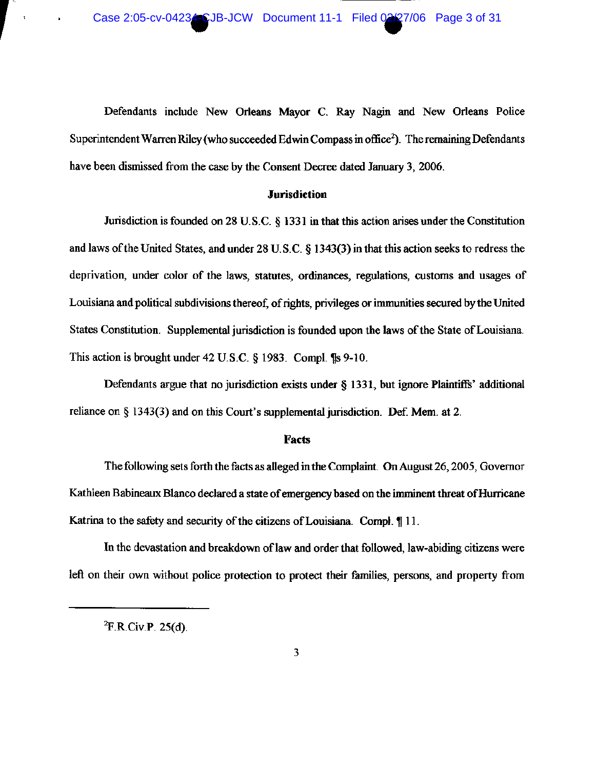Defendants include New Orleans Mayor C. Ray Nagin and New Orleans Police Superintendent Warren Riley (who succeeded Edwin Compass in office[2]). The remaining Defendants have been dismissed from the case by the Consent Decree dated January 3, 2006.

**Jurisdiction**

Jurisdiction is founded on 28 U.S.C. § 1331 in that this action arises under the Constitution and laws of the United States, and under 28 U.S.C. § 1343(3) in that this action seeks to redress the deprivation, under color of the laws, statutes, ordinances, regulations, customs and usages of Louisiana and political subdivisions thereof, of rights, privileges or immunities secured by the United States Constitution. Supplemental jurisdiction is founded upon the laws of the State of Louisiana. This action is brought under 42 U.S.C. § 1983. Compl. ¶s 9-10.

Defendants argue that no jurisdiction exists under § 1331, but ignore Plaintiffs' additional reliance on § 1343(3) and on this Court's supplemental jurisdiction. Def. Mem. at 2.

**Facts**

The following sets forth the facts as alleged in the Complaint. On August 26, 2005, Governor Kathleen Babineaux Blanco declared a state of emergency based on the imminent threat of Hurricane Katrina to the safety and security of the citizens of Louisiana. Compl. ¶ 11.

In the devastation and breakdown of law and order that followed, law-abiding citizens were left on their own without police protection to protect their families, persons, and property from

---

[2] F.R.Civ.P. 25(d).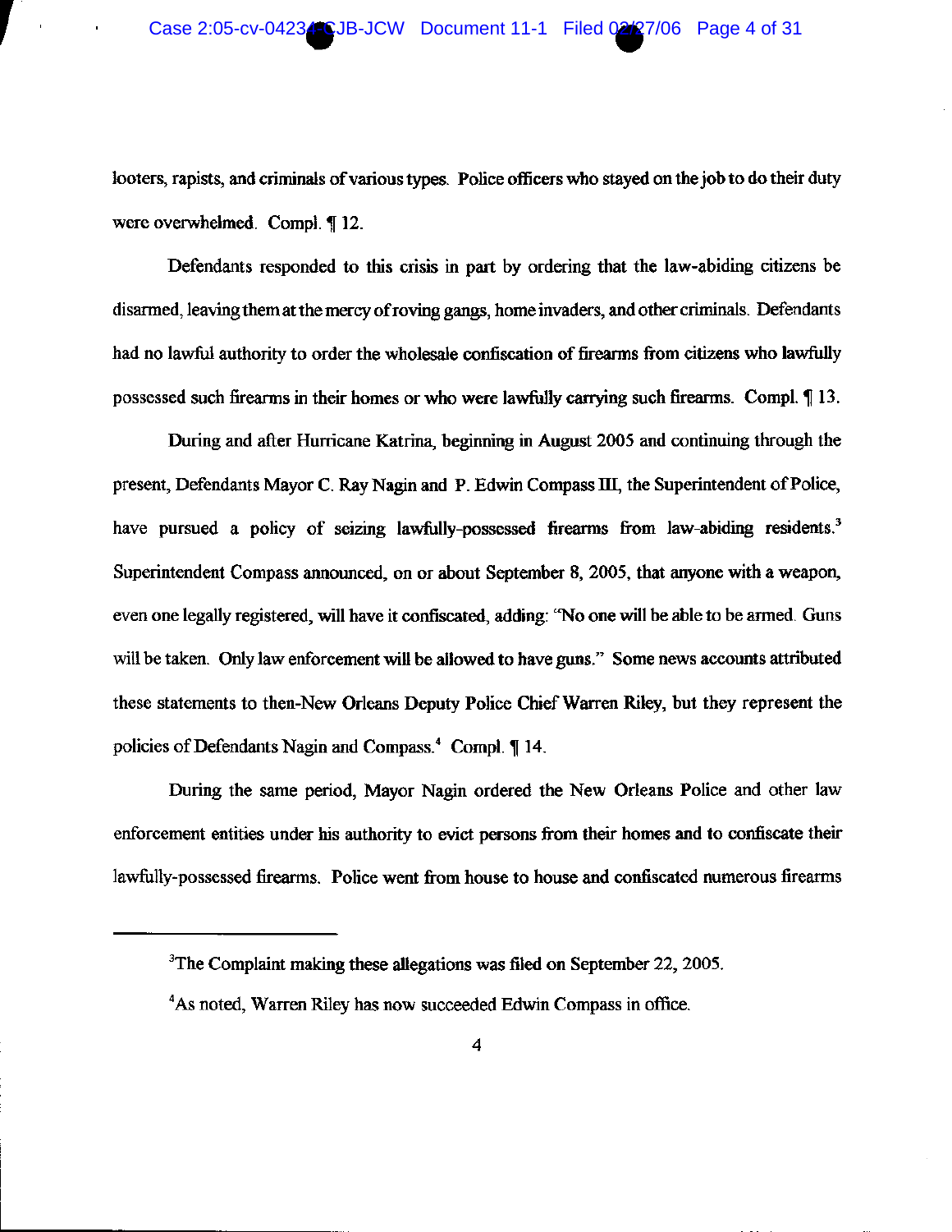looters, rapists, and criminals of various types. Police officers who stayed on the job to do their duty were overwhelmed. Compl. ¶ 12.

Defendants responded to this crisis in part by ordering that the law-abiding citizens be disarmed, leaving them at the mercy of roving gangs, home invaders, and other criminals. Defendants had no lawful authority to order the wholesale confiscation of firearms from citizens who lawfully possessed such firearms in their homes or who were lawfully carrying such firearms. Compl. ¶ 13.

During and after Hurricane Katrina, beginning in August 2005 and continuing through the present, Defendants Mayor C. Ray Nagin and P. Edwin Compass III, the Superintendent of Police, have pursued a policy of seizing lawfully-possessed firearms from law-abiding residents.[3] Superintendent Compass announced, on or about September 8, 2005, that anyone with a weapon, even one legally registered, will have it confiscated, adding: "No one will be able to be armed. Guns will be taken. Only law enforcement will be allowed to have guns." Some news accounts attributed these statements to then-New Orleans Deputy Police Chief Warren Riley, but they represent the policies of Defendants Nagin and Compass.[4] Compl. ¶ 14.

During the same period, Mayor Nagin ordered the New Orleans Police and other law enforcement entities under his authority to evict persons from their homes and to confiscate their lawfully-possessed firearms. Police went from house to house and confiscated numerous firearms

---

[3]The Complaint making these allegations was filed on September 22, 2005.

[4]As noted, Warren Riley has now succeeded Edwin Compass in office.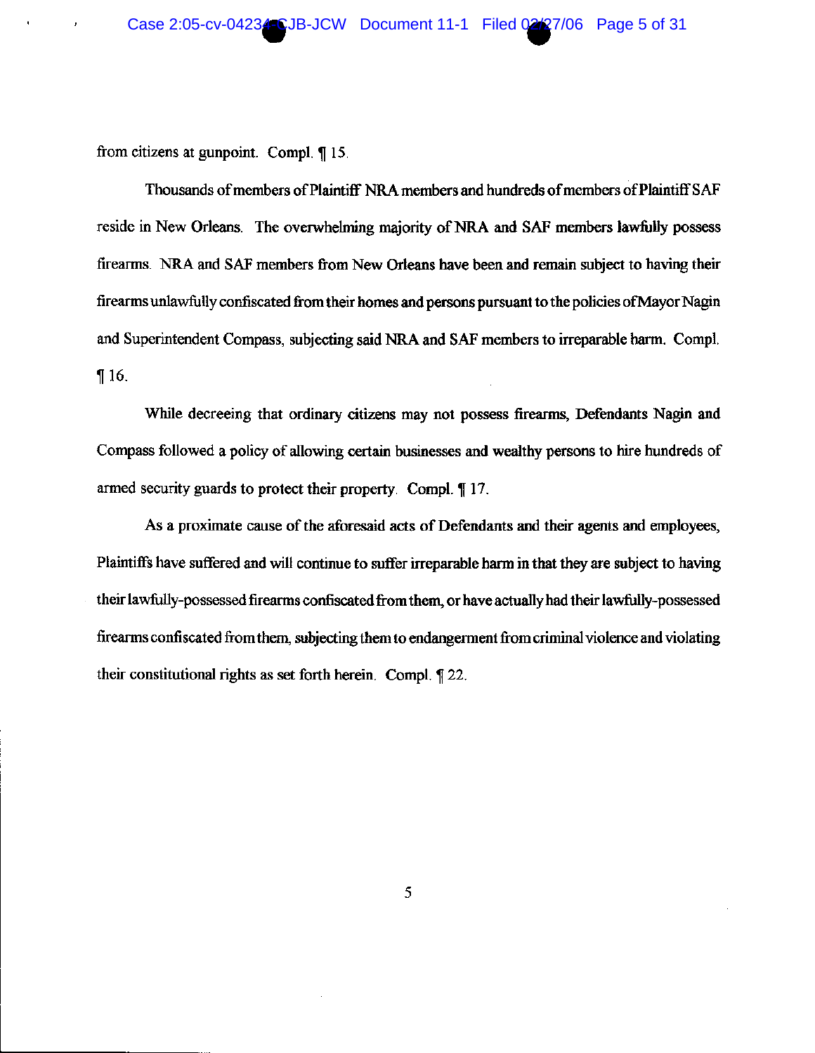from citizens at gunpoint. Compl. ¶ 15.

Thousands of members of Plaintiff NRA members and hundreds of members of Plaintiff SAF reside in New Orleans. The overwhelming majority of NRA and SAF members lawfully possess firearms. NRA and SAF members from New Orleans have been and remain subject to having their firearms unlawfully confiscated from their homes and persons pursuant to the policies of Mayor Nagin and Superintendent Compass, subjecting said NRA and SAF members to irreparable harm. Compl. ¶ 16.

While decreeing that ordinary citizens may not possess firearms, Defendants Nagin and Compass followed a policy of allowing certain businesses and wealthy persons to hire hundreds of armed security guards to protect their property. Compl. ¶ 17.

As a proximate cause of the aforesaid acts of Defendants and their agents and employees, Plaintiffs have suffered and will continue to suffer irreparable harm in that they are subject to having their lawfully-possessed firearms confiscated from them, or have actually had their lawfully-possessed firearms confiscated from them, subjecting them to endangerment from criminal violence and violating their constitutional rights as set forth herein. Compl. ¶ 22.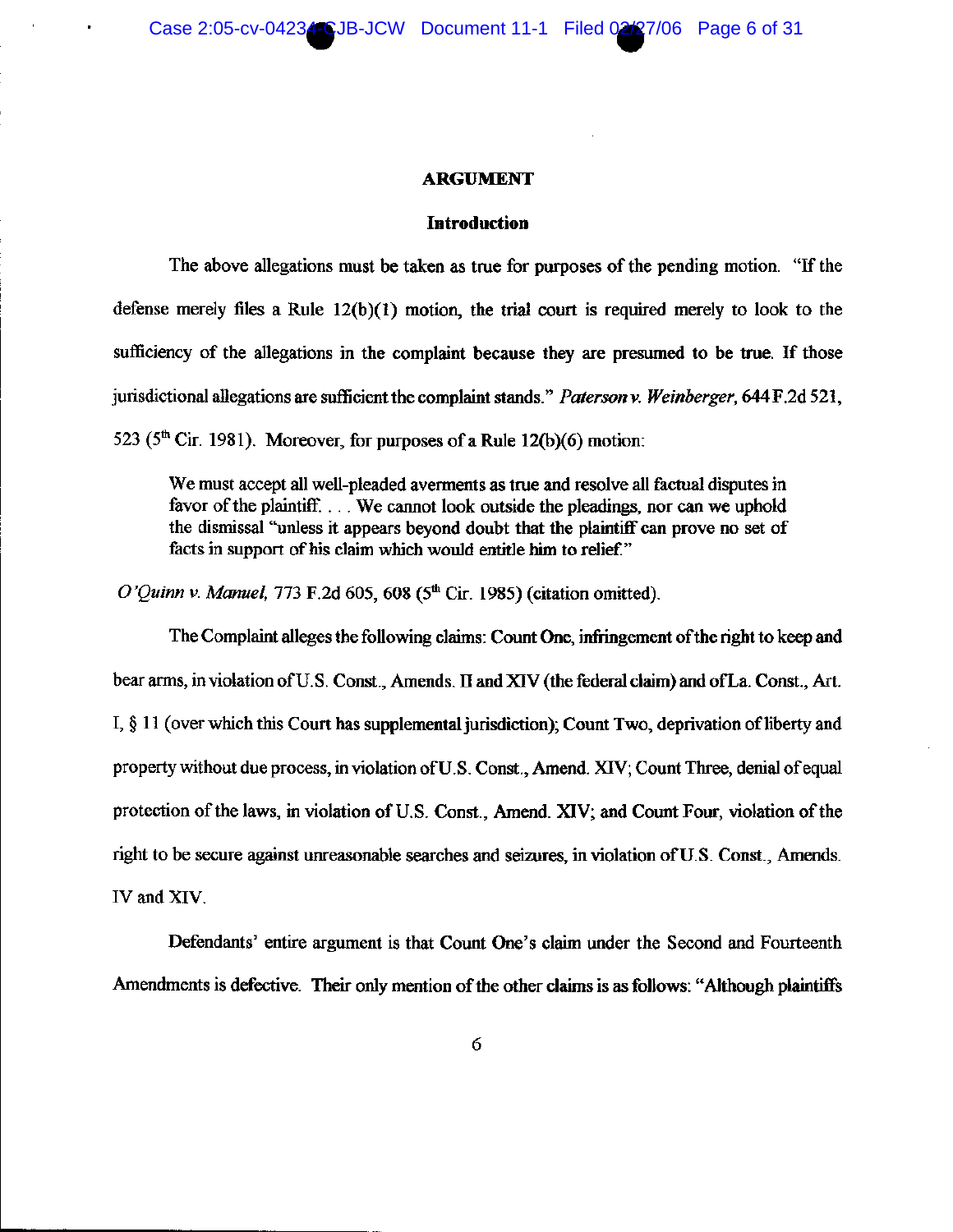## ARGUMENT

### Introduction

The above allegations must be taken as true for purposes of the pending motion. "If the defense merely files a Rule 12(b)(1) motion, the trial court is required merely to look to the sufficiency of the allegations in the complaint because they are presumed to be true. If those jurisdictional allegations are sufficient the complaint stands." *Paterson v. Weinberger*, 644 F.2d 521, 523 (5th Cir. 1981). Moreover, for purposes of a Rule 12(b)(6) motion:

> We must accept all well-pleaded averments as true and resolve all factual disputes in favor of the plaintiff. . . . We cannot look outside the pleadings, nor can we uphold the dismissal "unless it appears beyond doubt that the plaintiff can prove no set of facts in support of his claim which would entitle him to relief."

*O'Quinn v. Manuel*, 773 F.2d 605, 608 (5th Cir. 1985) (citation omitted).

The Complaint alleges the following claims: Count One, infringement of the right to keep and bear arms, in violation of U.S. Const., Amends. II and XIV (the federal claim) and of La. Const., Art. I, § 11 (over which this Court has supplemental jurisdiction); Count Two, deprivation of liberty and property without due process, in violation of U.S. Const., Amend. XIV; Count Three, denial of equal protection of the laws, in violation of U.S. Const., Amend. XIV; and Count Four, violation of the right to be secure against unreasonable searches and seizures, in violation of U.S. Const., Amends. IV and XIV.

Defendants' entire argument is that Count One's claim under the Second and Fourteenth Amendments is defective. Their only mention of the other claims is as follows: "Although plaintiffs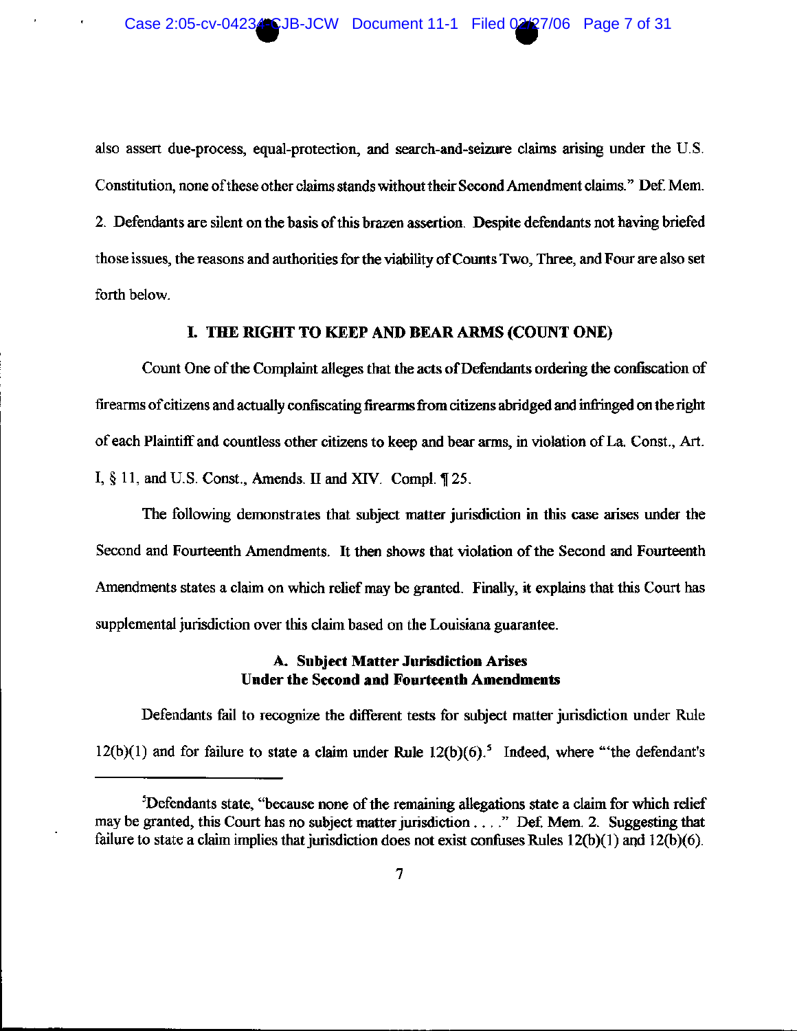also assert due-process, equal-protection, and search-and-seizure claims arising under the U.S. Constitution, none of these other claims stands without their Second Amendment claims." Def. Mem. 2. Defendants are silent on the basis of this brazen assertion. Despite defendants not having briefed those issues, the reasons and authorities for the viability of Counts Two, Three, and Four are also set forth below.

## I. THE RIGHT TO KEEP AND BEAR ARMS (COUNT ONE)

Count One of the Complaint alleges that the acts of Defendants ordering the confiscation of firearms of citizens and actually confiscating firearms from citizens abridged and infringed on the right of each Plaintiff and countless other citizens to keep and bear arms, in violation of La. Const., Art. I, § 11, and U.S. Const., Amends. II and XIV. Compl. ¶ 25.

The following demonstrates that subject matter jurisdiction in this case arises under the Second and Fourteenth Amendments. It then shows that violation of the Second and Fourteenth Amendments states a claim on which relief may be granted. Finally, it explains that this Court has supplemental jurisdiction over this claim based on the Louisiana guarantee.

### A. Subject Matter Jurisdiction Arises Under the Second and Fourteenth Amendments

Defendants fail to recognize the different tests for subject matter jurisdiction under Rule 12(b)(1) and for failure to state a claim under Rule 12(b)(6).[5] Indeed, where "'the defendant's

---

[5] Defendants state, "because none of the remaining allegations state a claim for which relief may be granted, this Court has no subject matter jurisdiction . . . ." Def. Mem. 2. Suggesting that failure to state a claim implies that jurisdiction does not exist confuses Rules 12(b)(1) and 12(b)(6).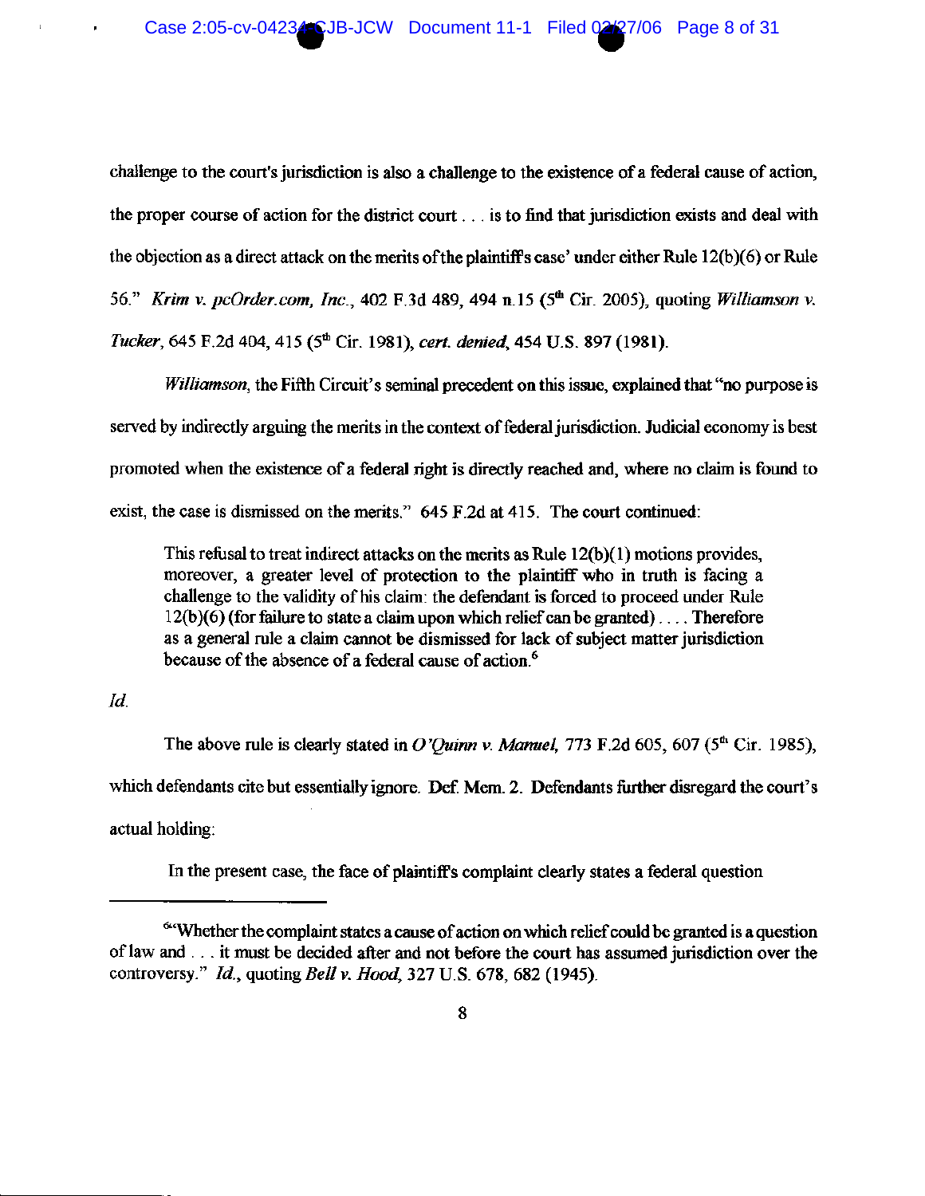challenge to the court's jurisdiction is also a challenge to the existence of a federal cause of action, the proper course of action for the district court . . . is to find that jurisdiction exists and deal with the objection as a direct attack on the merits of the plaintiff's case' under either Rule 12(b)(6) or Rule 56." *Krim v. pcOrder.com, Inc.*, 402 F.3d 489, 494 n.15 (5th Cir. 2005), quoting *Williamson v. Tucker*, 645 F.2d 404, 415 (5th Cir. 1981), *cert. denied*, 454 U.S. 897 (1981).

*Williamson*, the Fifth Circuit's seminal precedent on this issue, explained that "no purpose is served by indirectly arguing the merits in the context of federal jurisdiction. Judicial economy is best promoted when the existence of a federal right is directly reached and, where no claim is found to exist, the case is dismissed on the merits." 645 F.2d at 415. The court continued:

> This refusal to treat indirect attacks on the merits as Rule 12(b)(1) motions provides, moreover, a greater level of protection to the plaintiff who in truth is facing a challenge to the validity of his claim: the defendant is forced to proceed under Rule 12(b)(6) (for failure to state a claim upon which relief can be granted) . . . . Therefore as a general rule a claim cannot be dismissed for lack of subject matter jurisdiction because of the absence of a federal cause of action.[6]

*Id.*

The above rule is clearly stated in *O'Quinn v. Manuel*, 773 F.2d 605, 607 (5th Cir. 1985), which defendants cite but essentially ignore. Def. Mem. 2. Defendants further disregard the court's actual holding:

> In the present case, the face of plaintiff's complaint clearly states a federal question

---

[6] "Whether the complaint states a cause of action on which relief could be granted is a question of law and . . . it must be decided after and not before the court has assumed jurisdiction over the controversy." *Id.*, quoting *Bell v. Hood*, 327 U.S. 678, 682 (1945).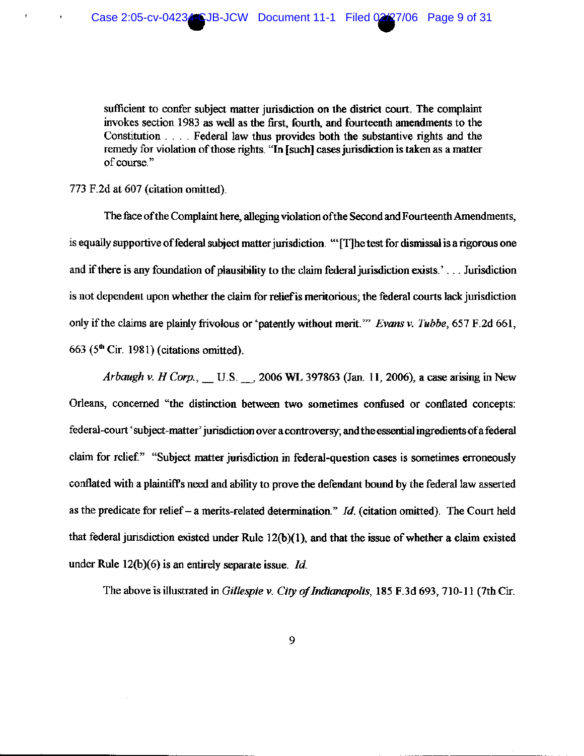> sufficient to confer subject matter jurisdiction on the district court. The complaint invokes section 1983 as well as the first, fourth, and fourteenth amendments to the Constitution . . . . Federal law thus provides both the substantive rights and the remedy for violation of those rights. "In [such] cases jurisdiction is taken as a matter of course."

773 F.2d at 607 (citation omitted).

The face of the Complaint here, alleging violation of the Second and Fourteenth Amendments, is equally supportive of federal subject matter jurisdiction. "'[T]he test for dismissal is a rigorous one and if there is any foundation of plausibility to the claim federal jurisdiction exists.' . . . Jurisdiction is not dependent upon whether the claim for relief is meritorious; the federal courts lack jurisdiction only if the claims are plainly frivolous or 'patently without merit.'" *Evans v. Tubbe*, 657 F.2d 661, 663 ($5^{th}$ Cir. 1981) (citations omitted).

*Arbaugh v. H Corp.*, __ U.S. __, 2006 WL 397863 (Jan. 11, 2006), a case arising in New Orleans, concerned "the distinction between two sometimes confused or conflated concepts: federal-court 'subject-matter' jurisdiction over a controversy; and the essential ingredients of a federal claim for relief." "Subject matter jurisdiction in federal-question cases is sometimes erroneously conflated with a plaintiff's need and ability to prove the defendant bound by the federal law asserted as the predicate for relief – a merits-related determination." *Id.* (citation omitted). The Court held that federal jurisdiction existed under Rule 12(b)(1), and that the issue of whether a claim existed under Rule 12(b)(6) is an entirely separate issue. *Id.*

The above is illustrated in *Gillespie v. City of Indianapolis*, 185 F.3d 693, 710-11 (7th Cir.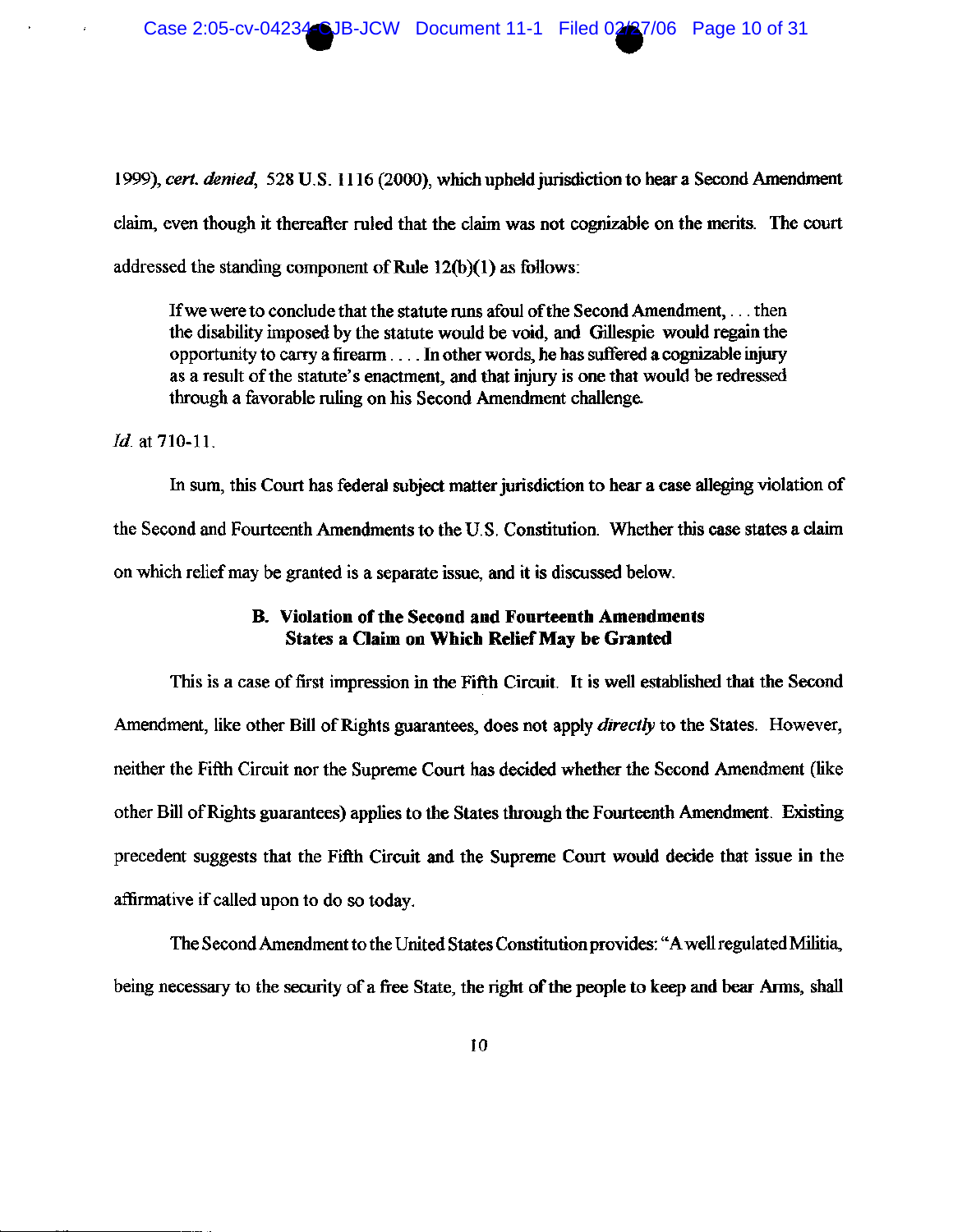1999), *cert. denied*, 528 U.S. 1116 (2000), which upheld jurisdiction to hear a Second Amendment claim, even though it thereafter ruled that the claim was not cognizable on the merits. The court addressed the standing component of Rule 12(b)(1) as follows:

> If we were to conclude that the statute runs afoul of the Second Amendment, . . . then the disability imposed by the statute would be void, and Gillespie would regain the opportunity to carry a firearm . . . . In other words, he has suffered a cognizable injury as a result of the statute's enactment, and that injury is one that would be redressed through a favorable ruling on his Second Amendment challenge.

*Id.* at 710-11.

In sum, this Court has federal subject matter jurisdiction to hear a case alleging violation of the Second and Fourteenth Amendments to the U.S. Constitution. Whether this case states a claim on which relief may be granted is a separate issue, and it is discussed below.

### B. Violation of the Second and Fourteenth Amendments States a Claim on Which Relief May be Granted

This is a case of first impression in the Fifth Circuit. It is well established that the Second Amendment, like other Bill of Rights guarantees, does not apply *directly* to the States. However, neither the Fifth Circuit nor the Supreme Court has decided whether the Second Amendment (like other Bill of Rights guarantees) applies to the States through the Fourteenth Amendment. Existing precedent suggests that the Fifth Circuit and the Supreme Court would decide that issue in the affirmative if called upon to do so today.

The Second Amendment to the United States Constitution provides: "A well regulated Militia, being necessary to the security of a free State, the right of the people to keep and bear Arms, shall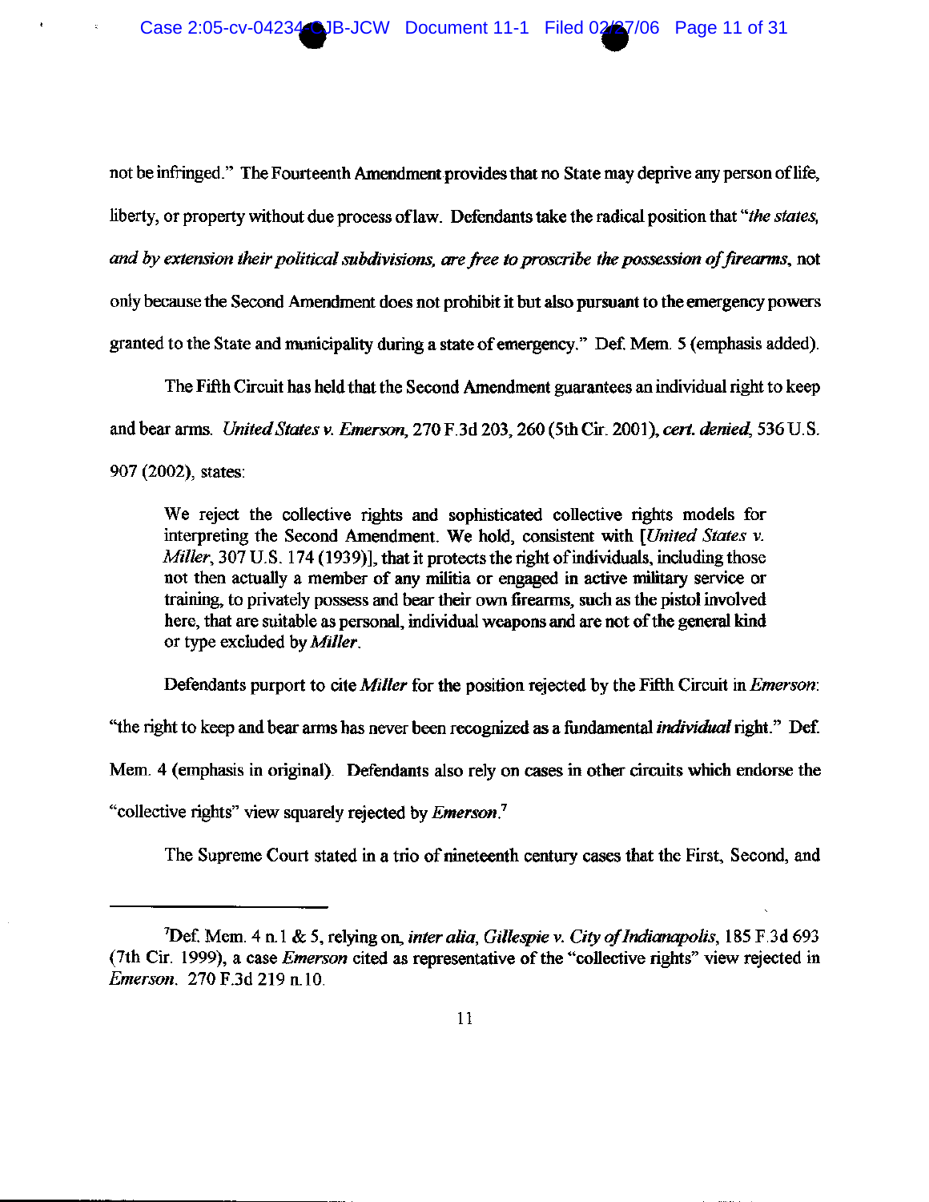not be infringed." The Fourteenth Amendment provides that no State may deprive any person of life, liberty, or property without due process of law. Defendants take the radical position that "*the states, and by extension their political subdivisions, are free to proscribe the possession of firearms*, not only because the Second Amendment does not prohibit it but also pursuant to the emergency powers granted to the State and municipality during a state of emergency." Def. Mem. 5 (emphasis added).

The Fifth Circuit has held that the Second Amendment guarantees an individual right to keep and bear arms. *United States v. Emerson*, 270 F.3d 203, 260 (5th Cir. 2001), *cert. denied*, 536 U.S. 907 (2002), states:

> We reject the collective rights and sophisticated collective rights models for interpreting the Second Amendment. We hold, consistent with [*United States v. Miller*, 307 U.S. 174 (1939)], that it protects the right of individuals, including those not then actually a member of any militia or engaged in active military service or training, to privately possess and bear their own firearms, such as the pistol involved here, that are suitable as personal, individual weapons and are not of the general kind or type excluded by *Miller*.

Defendants purport to cite *Miller* for the position rejected by the Fifth Circuit in *Emerson*: "the right to keep and bear arms has never been recognized as a fundamental *individual* right." Def. Mem. 4 (emphasis in original). Defendants also rely on cases in other circuits which endorse the "collective rights" view squarely rejected by *Emerson*.[7]

The Supreme Court stated in a trio of nineteenth century cases that the First, Second, and

---

[7]Def. Mem. 4 n.1 & 5, relying on, *inter alia*, *Gillespie v. City of Indianapolis*, 185 F.3d 693 (7th Cir. 1999), a case *Emerson* cited as representative of the "collective rights" view rejected in *Emerson*. 270 F.3d 219 n.10.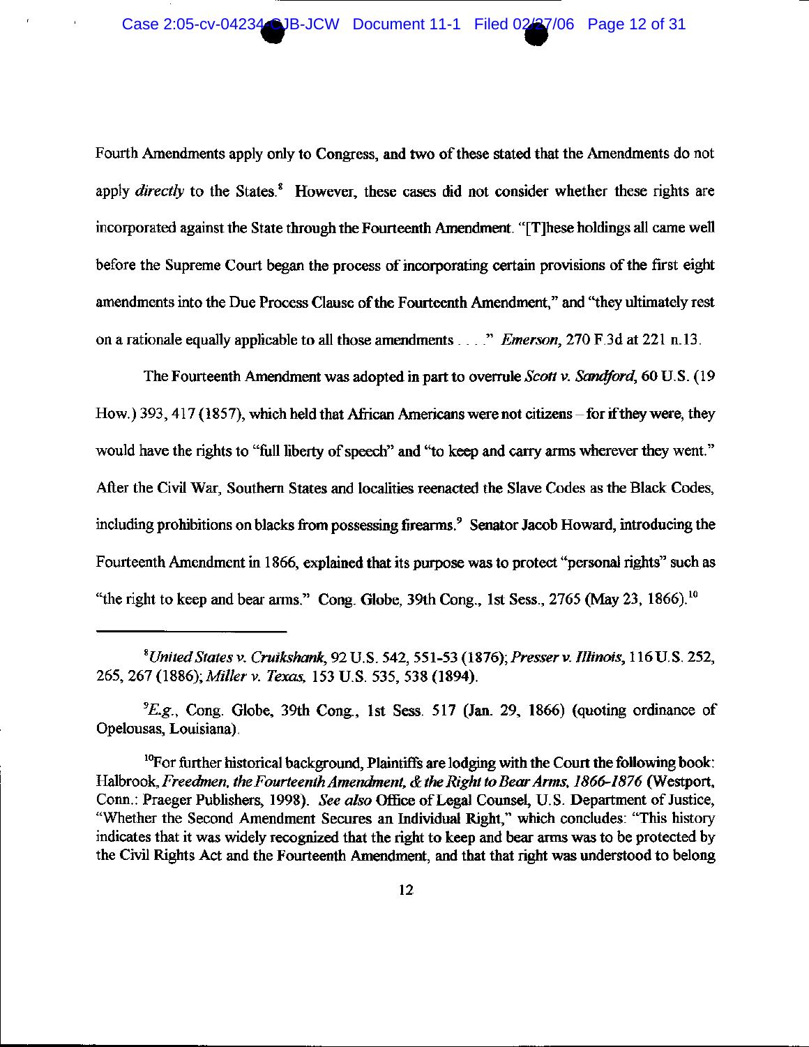Fourth Amendments apply only to Congress, and two of these stated that the Amendments do not apply *directly* to the States.[8] However, these cases did not consider whether these rights are incorporated against the State through the Fourteenth Amendment. "[T]hese holdings all came well before the Supreme Court began the process of incorporating certain provisions of the first eight amendments into the Due Process Clause of the Fourteenth Amendment," and "they ultimately rest on a rationale equally applicable to all those amendments . . . ." *Emerson*, 270 F.3d at 221 n.13.

The Fourteenth Amendment was adopted in part to overrule *Scott v. Sandford*, 60 U.S. (19 How.) 393, 417 (1857), which held that African Americans were not citizens – for if they were, they would have the rights to "full liberty of speech" and "to keep and carry arms wherever they went." After the Civil War, Southern States and localities reenacted the Slave Codes as the Black Codes, including prohibitions on blacks from possessing firearms.[9] Senator Jacob Howard, introducing the Fourteenth Amendment in 1866, explained that its purpose was to protect "personal rights" such as "the right to keep and bear arms." Cong. Globe, 39th Cong., 1st Sess., 2765 (May 23, 1866).[10]

---

[8] *United States v. Cruikshank*, 92 U.S. 542, 551-53 (1876); *Presser v. Illinois*, 116 U.S. 252, 265, 267 (1886); *Miller v. Texas*, 153 U.S. 535, 538 (1894).

[9] *E.g.*, Cong. Globe, 39th Cong., 1st Sess. 517 (Jan. 29, 1866) (quoting ordinance of Opelousas, Louisiana).

[10] For further historical background, Plaintiffs are lodging with the Court the following book: Halbrook, *Freedmen, the Fourteenth Amendment, & the Right to Bear Arms, 1866-1876* (Westport, Conn.: Praeger Publishers, 1998). *See also* Office of Legal Counsel, U.S. Department of Justice, "Whether the Second Amendment Secures an Individual Right," which concludes: "This history indicates that it was widely recognized that the right to keep and bear arms was to be protected by the Civil Rights Act and the Fourteenth Amendment, and that that right was understood to belong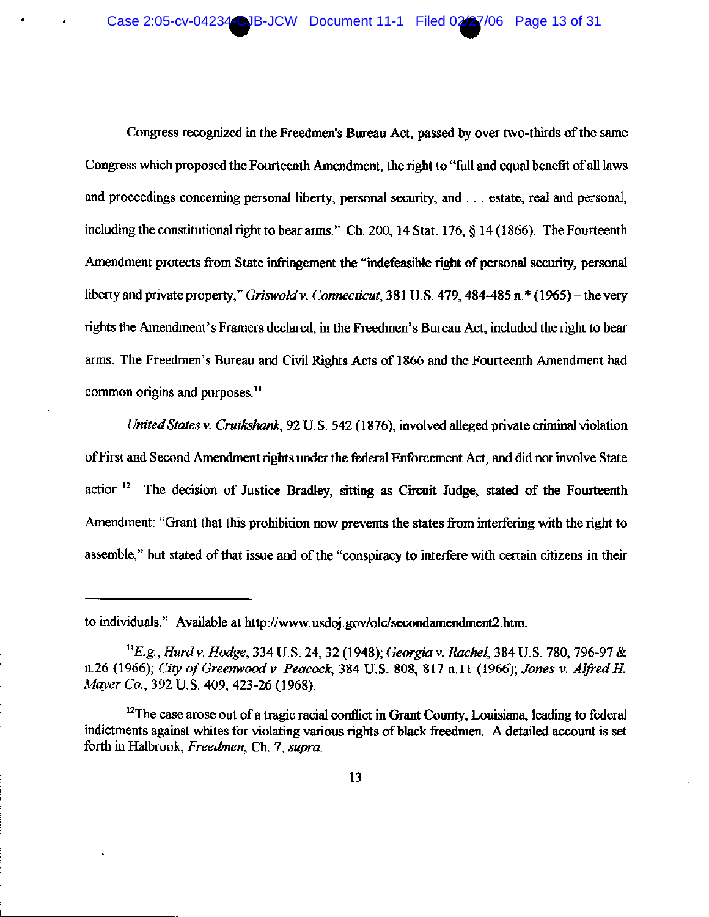Congress recognized in the Freedmen's Bureau Act, passed by over two-thirds of the same Congress which proposed the Fourteenth Amendment, the right to "full and equal benefit of all laws and proceedings concerning personal liberty, personal security, and . . . estate, real and personal, including the constitutional right to bear arms." Ch. 200, 14 Stat. 176, § 14 (1866). The Fourteenth Amendment protects from State infringement the "indefeasible right of personal security, personal liberty and private property," *Griswold v. Connecticut*, 381 U.S. 479, 484-485 n.* (1965) – the very rights the Amendment's Framers declared, in the Freedmen's Bureau Act, included the right to bear arms. The Freedmen's Bureau and Civil Rights Acts of 1866 and the Fourteenth Amendment had common origins and purposes.[11]

*United States v. Cruikshank*, 92 U.S. 542 (1876), involved alleged private criminal violation of First and Second Amendment rights under the federal Enforcement Act, and did not involve State action.[12] The decision of Justice Bradley, sitting as Circuit Judge, stated of the Fourteenth Amendment: "Grant that this prohibition now prevents the states from interfering with the right to assemble," but stated of that issue and of the "conspiracy to interfere with certain citizens in their

---

to individuals." Available at http://www.usdoj.gov/olc/secondamendment2.htm.

[11] *E.g.*, *Hurd v. Hodge*, 334 U.S. 24, 32 (1948); *Georgia v. Rachel*, 384 U.S. 780, 796-97 & n.26 (1966); *City of Greenwood v. Peacock*, 384 U.S. 808, 817 n.11 (1966); *Jones v. Alfred H. Mayer Co.*, 392 U.S. 409, 423-26 (1968).

[12] The case arose out of a tragic racial conflict in Grant County, Louisiana, leading to federal indictments against whites for violating various rights of black freedmen. A detailed account is set forth in Halbrook, *Freedmen*, Ch. 7, *supra*.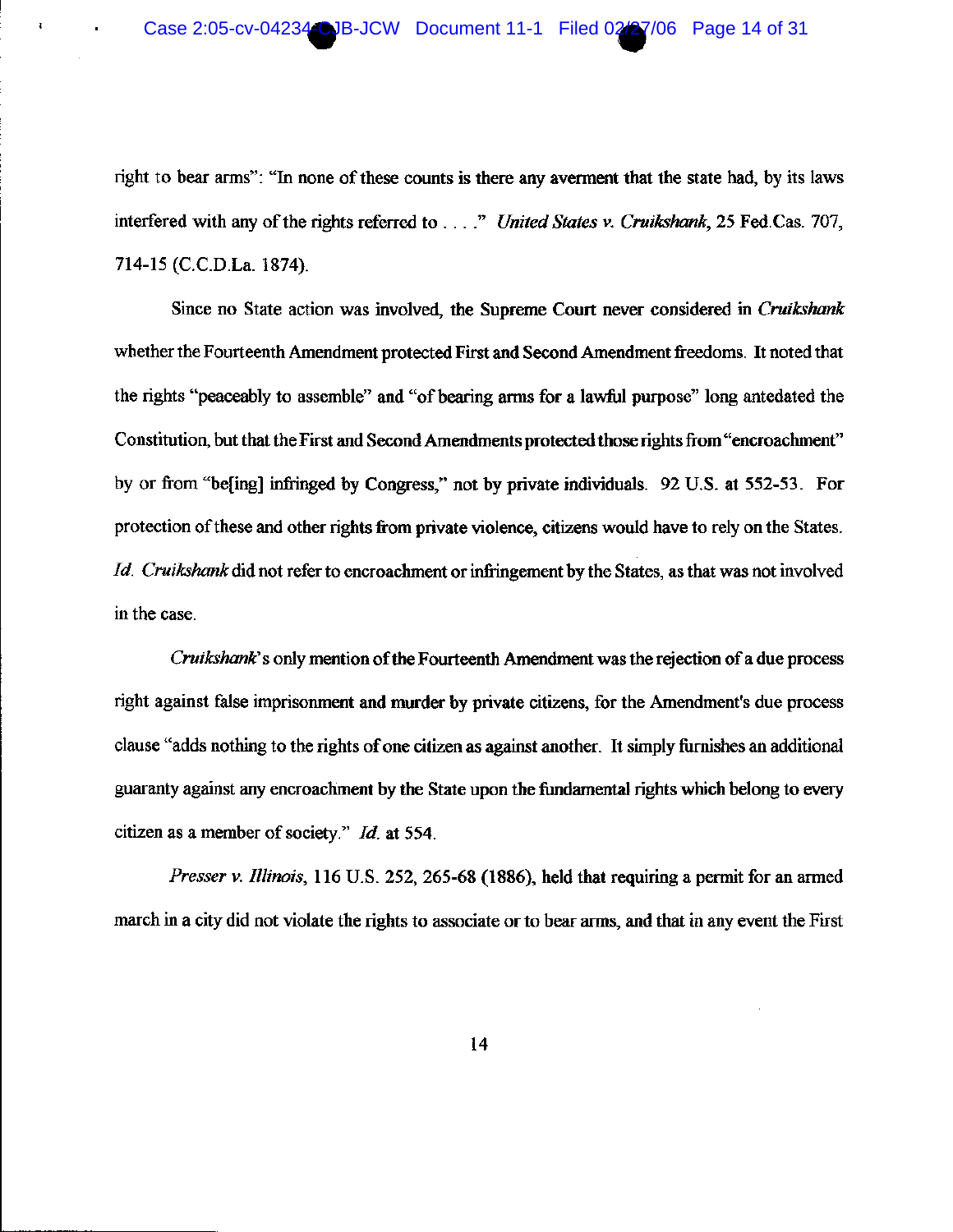right to bear arms": "In none of these counts is there any averment that the state had, by its laws interfered with any of the rights referred to . . . ." *United States v. Cruikshank*, 25 Fed.Cas. 707, 714-15 (C.C.D.La. 1874).

Since no State action was involved, the Supreme Court never considered in *Cruikshank* whether the Fourteenth Amendment protected First and Second Amendment freedoms. It noted that the rights "peaceably to assemble" and "of bearing arms for a lawful purpose" long antedated the Constitution, but that the First and Second Amendments protected those rights from "encroachment" by or from "be[ing] infringed by Congress," not by private individuals. 92 U.S. at 552-53. For protection of these and other rights from private violence, citizens would have to rely on the States. *Id.* *Cruikshank* did not refer to encroachment or infringement by the States, as that was not involved in the case.

*Cruikshank*'s only mention of the Fourteenth Amendment was the rejection of a due process right against false imprisonment and murder by private citizens, for the Amendment's due process clause "adds nothing to the rights of one citizen as against another. It simply furnishes an additional guaranty against any encroachment by the State upon the fundamental rights which belong to every citizen as a member of society." *Id.* at 554.

*Presser v. Illinois*, 116 U.S. 252, 265-68 (1886), held that requiring a permit for an armed march in a city did not violate the rights to associate or to bear arms, and that in any event the First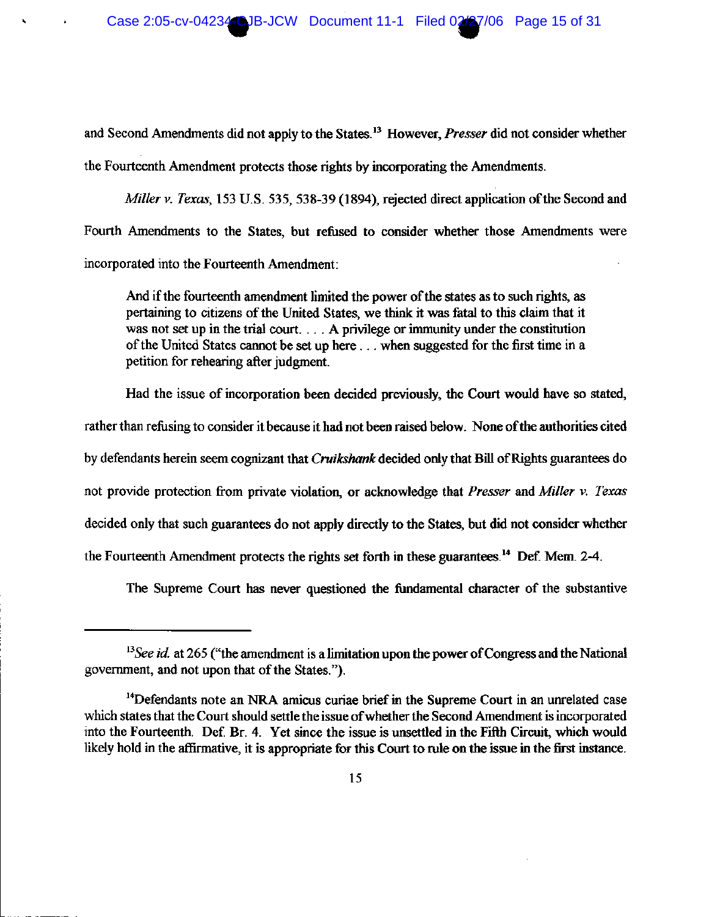and Second Amendments did not apply to the States.[13] However, *Presser* did not consider whether the Fourteenth Amendment protects those rights by incorporating the Amendments.

*Miller v. Texas*, 153 U.S. 535, 538-39 (1894), rejected direct application of the Second and Fourth Amendments to the States, but refused to consider whether those Amendments were incorporated into the Fourteenth Amendment:

> And if the fourteenth amendment limited the power of the states as to such rights, as pertaining to citizens of the United States, we think it was fatal to this claim that it was not set up in the trial court. . . . A privilege or immunity under the constitution of the United States cannot be set up here . . . when suggested for the first time in a petition for rehearing after judgment.

Had the issue of incorporation been decided previously, the Court would have so stated, rather than refusing to consider it because it had not been raised below. None of the authorities cited by defendants herein seem cognizant that *Cruikshank* decided only that Bill of Rights guarantees do not provide protection from private violation, or acknowledge that *Presser* and *Miller v. Texas* decided only that such guarantees do not apply directly to the States, but did not consider whether the Fourteenth Amendment protects the rights set forth in these guarantees.[14] Def. Mem. 2-4.

The Supreme Court has never questioned the fundamental character of the substantive

---

[13]*See id.* at 265 ("the amendment is a limitation upon the power of Congress and the National government, and not upon that of the States.").

[14]Defendants note an NRA amicus curiae brief in the Supreme Court in an unrelated case which states that the Court should settle the issue of whether the Second Amendment is incorporated into the Fourteenth. Def. Br. 4. Yet since the issue is unsettled in the Fifth Circuit, which would likely hold in the affirmative, it is appropriate for this Court to rule on the issue in the first instance.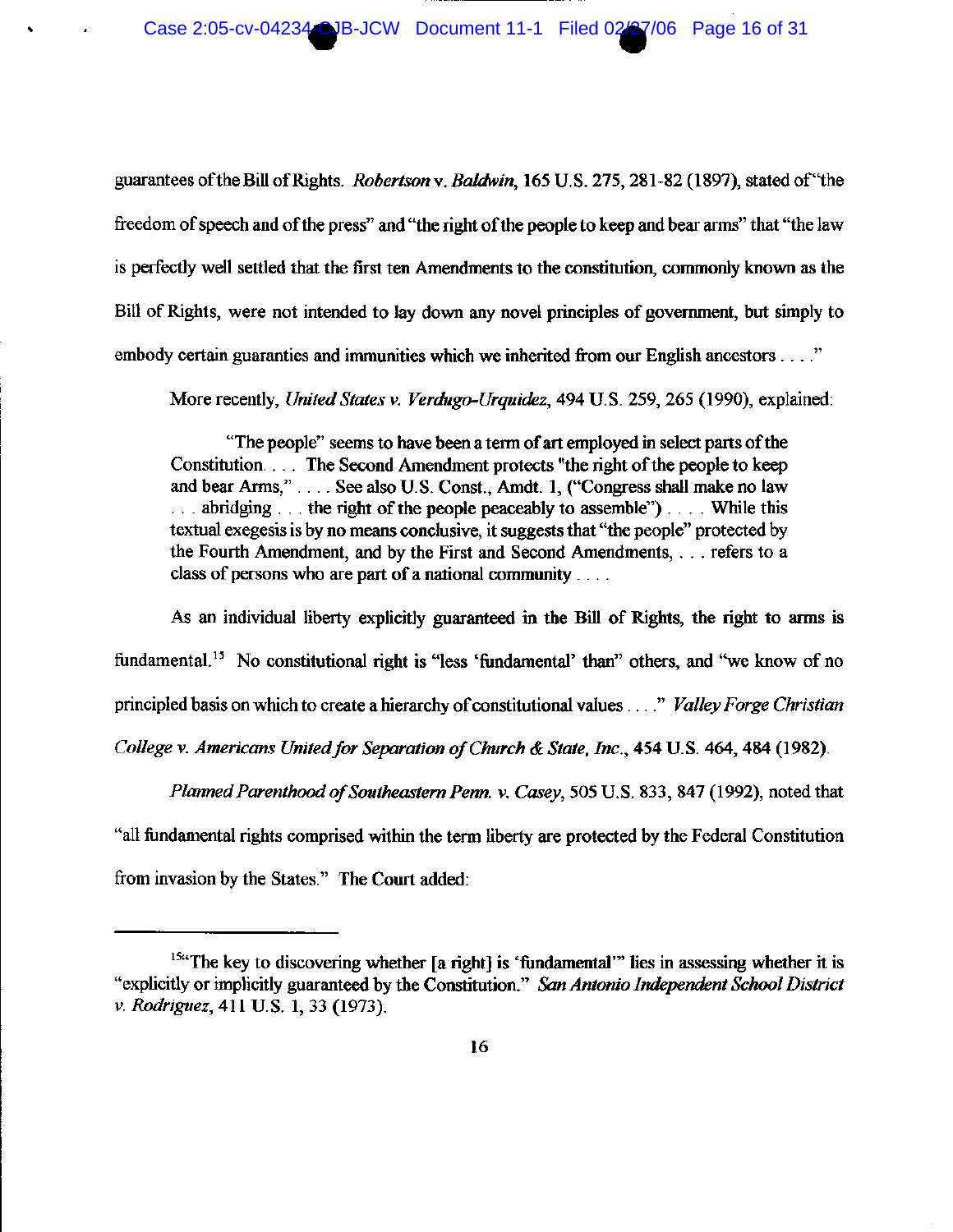guarantees of the Bill of Rights. *Robertson* v. *Baldwin*, 165 U.S. 275, 281-82 (1897), stated of "the freedom of speech and of the press" and "the right of the people to keep and bear arms" that "the law is perfectly well settled that the first ten Amendments to the constitution, commonly known as the Bill of Rights, were not intended to lay down any novel principles of government, but simply to embody certain guaranties and immunities which we inherited from our English ancestors . . . ."

More recently, *United States v. Verdugo-Urquidez*, 494 U.S. 259, 265 (1990), explained:

> "The people" seems to have been a term of art employed in select parts of the Constitution. . . . The Second Amendment protects "the right of the people to keep and bear Arms," . . . . See also U.S. Const., Amdt. 1, ("Congress shall make no law . . . abridging . . . the right of the people peaceably to assemble") . . . . While this textual exegesis is by no means conclusive, it suggests that "the people" protected by the Fourth Amendment, and by the First and Second Amendments, . . . refers to a class of persons who are part of a national community . . . .

As an individual liberty explicitly guaranteed in the Bill of Rights, the right to arms is fundamental.[15] No constitutional right is "less 'fundamental' than" others, and "we know of no principled basis on which to create a hierarchy of constitutional values . . . ." *Valley Forge Christian College v. Americans United for Separation of Church & State, Inc.*, 454 U.S. 464, 484 (1982).

*Planned Parenthood of Southeastern Penn. v. Casey*, 505 U.S. 833, 847 (1992), noted that "all fundamental rights comprised within the term liberty are protected by the Federal Constitution from invasion by the States." The Court added:

---

[15] "The key to discovering whether [a right] is 'fundamental'" lies in assessing whether it is "explicitly or implicitly guaranteed by the Constitution." *San Antonio Independent School District v. Rodriguez*, 411 U.S. 1, 33 (1973).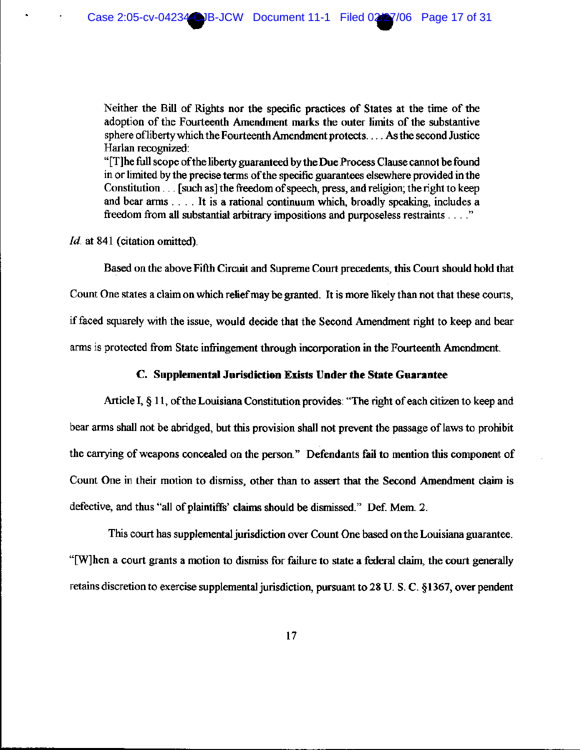> Neither the Bill of Rights nor the specific practices of States at the time of the adoption of the Fourteenth Amendment marks the outer limits of the substantive sphere of liberty which the Fourteenth Amendment protects. . . . As the second Justice Harlan recognized:
>
> "[T]he full scope of the liberty guaranteed by the Due Process Clause cannot be found in or limited by the precise terms of the specific guarantees elsewhere provided in the Constitution . . . [such as] the freedom of speech, press, and religion; the right to keep and bear arms . . . . It is a rational continuum which, broadly speaking, includes a freedom from all substantial arbitrary impositions and purposeless restraints . . . ."

*Id.* at 841 (citation omitted).

Based on the above Fifth Circuit and Supreme Court precedents, this Court should hold that Count One states a claim on which relief may be granted. It is more likely than not that these courts, if faced squarely with the issue, would decide that the Second Amendment right to keep and bear arms is protected from State infringement through incorporation in the Fourteenth Amendment.

### C. Supplemental Jurisdiction Exists Under the State Guarantee

Article I, § 11, of the Louisiana Constitution provides: "The right of each citizen to keep and bear arms shall not be abridged, but this provision shall not prevent the passage of laws to prohibit the carrying of weapons concealed on the person." Defendants fail to mention this component of Count One in their motion to dismiss, other than to assert that the Second Amendment claim is defective, and thus "all of plaintiffs' claims should be dismissed." Def. Mem. 2.

This court has supplemental jurisdiction over Count One based on the Louisiana guarantee. "[W]hen a court grants a motion to dismiss for failure to state a federal claim, the court generally retains discretion to exercise supplemental jurisdiction, pursuant to 28 U. S. C. §1367, over pendent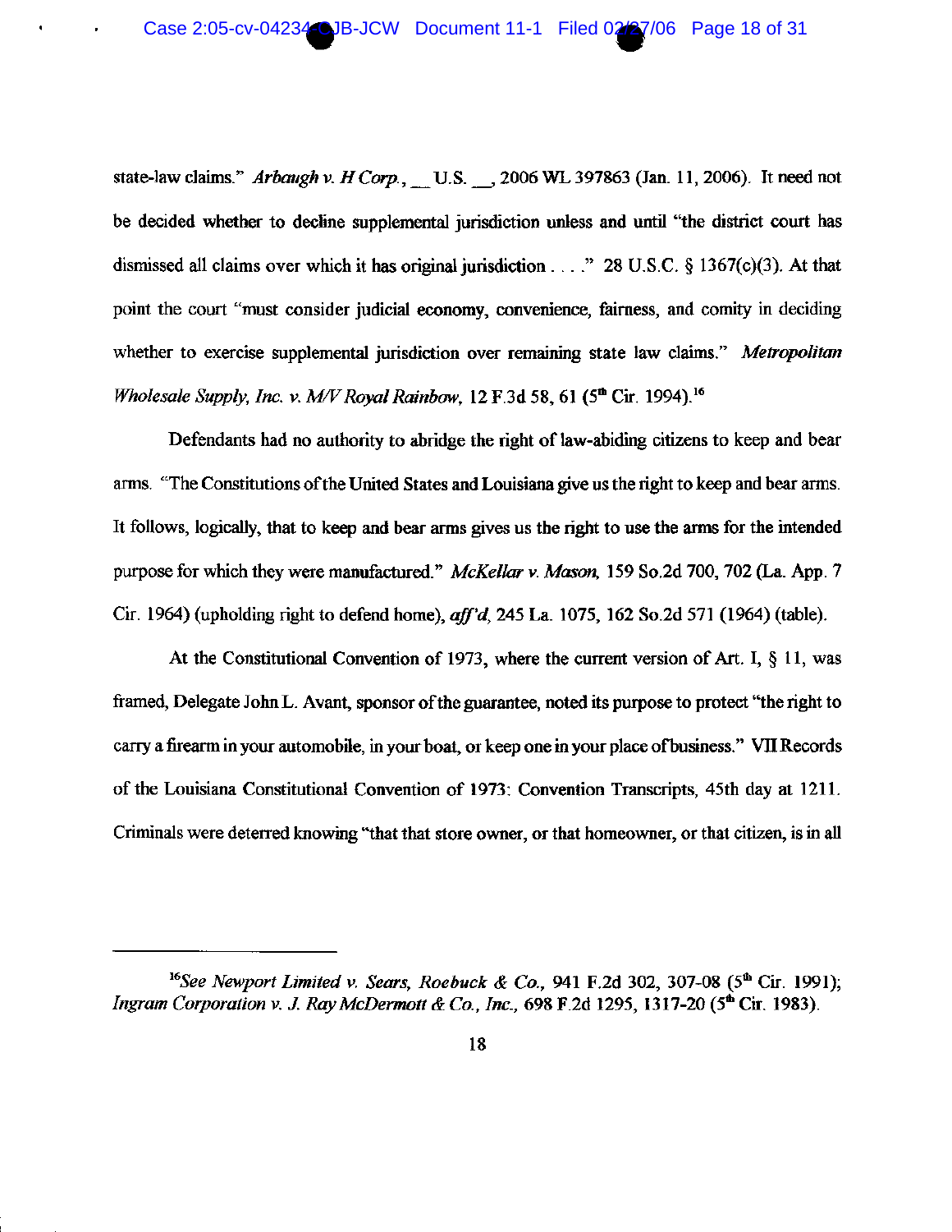state-law claims." *Arbaugh v. H Corp.*, __ U.S. __, 2006 WL 397863 (Jan. 11, 2006). It need not be decided whether to decline supplemental jurisdiction unless and until "the district court has dismissed all claims over which it has original jurisdiction . . . ." 28 U.S.C. § 1367(c)(3). At that point the court "must consider judicial economy, convenience, fairness, and comity in deciding whether to exercise supplemental jurisdiction over remaining state law claims." *Metropolitan Wholesale Supply, Inc. v. M/V Royal Rainbow*, 12 F.3d 58, 61 (5th Cir. 1994).[16]

Defendants had no authority to abridge the right of law-abiding citizens to keep and bear arms. "The Constitutions of the United States and Louisiana give us the right to keep and bear arms. It follows, logically, that to keep and bear arms gives us the right to use the arms for the intended purpose for which they were manufactured." *McKellar v. Mason*, 159 So.2d 700, 702 (La. App. 7 Cir. 1964) (upholding right to defend home), *aff'd*, 245 La. 1075, 162 So.2d 571 (1964) (table).

At the Constitutional Convention of 1973, where the current version of Art. I, § 11, was framed, Delegate John L. Avant, sponsor of the guarantee, noted its purpose to protect "the right to carry a firearm in your automobile, in your boat, or keep one in your place of business." VII Records of the Louisiana Constitutional Convention of 1973: Convention Transcripts, 45th day at 1211. Criminals were deterred knowing "that that store owner, or that homeowner, or that citizen, is in all

---

[16] *See Newport Limited v. Sears, Roebuck & Co.*, 941 F.2d 302, 307-08 (5th Cir. 1991); *Ingram Corporation v. J. Ray McDermott & Co., Inc.*, 698 F.2d 1295, 1317-20 (5th Cir. 1983).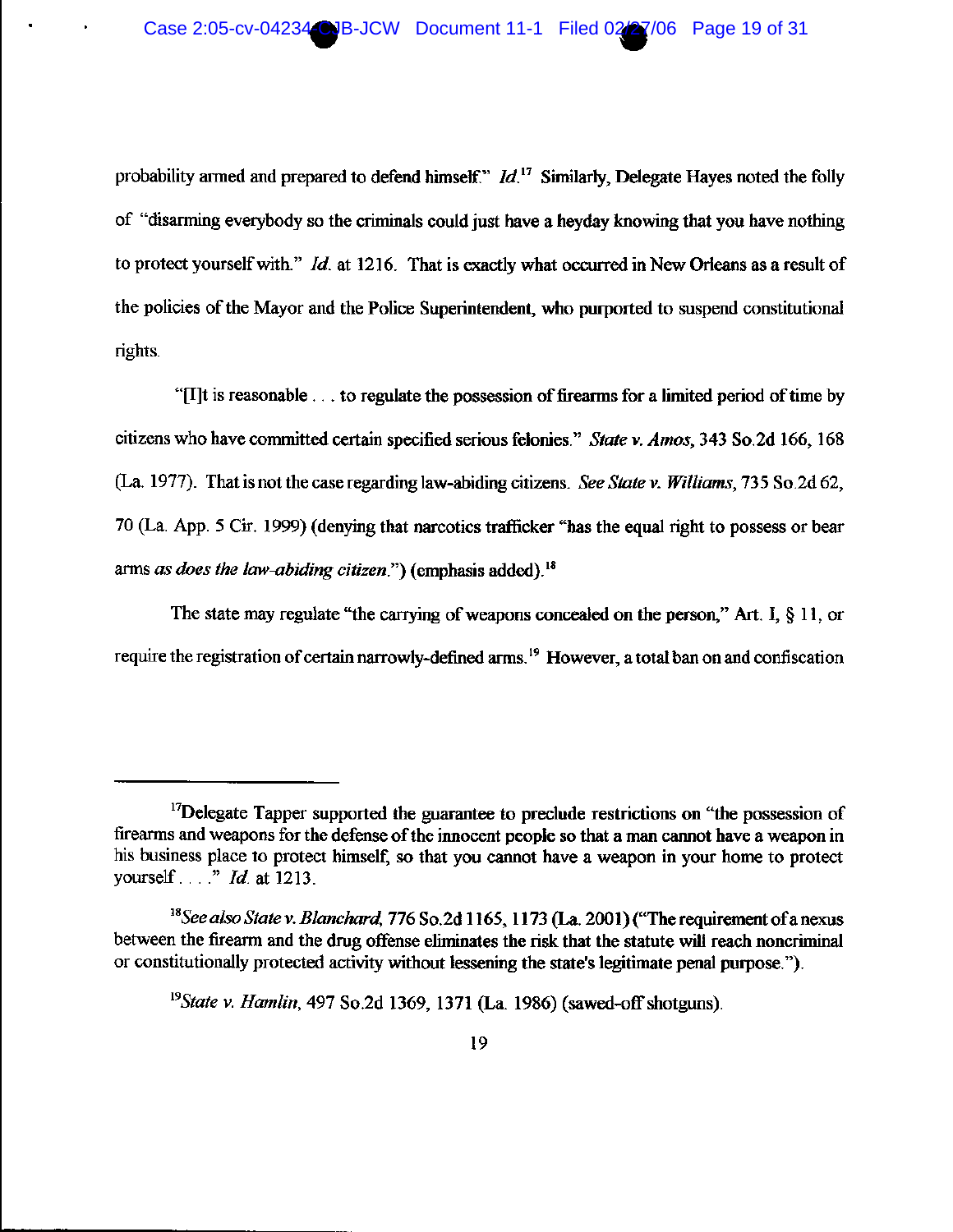probability armed and prepared to defend himself." *Id.*[17] Similarly, Delegate Hayes noted the folly of "disarming everybody so the criminals could just have a heyday knowing that you have nothing to protect yourself with." *Id.* at 1216. That is exactly what occurred in New Orleans as a result of the policies of the Mayor and the Police Superintendent, who purported to suspend constitutional rights.

"[I]t is reasonable . . . to regulate the possession of firearms for a limited period of time by citizens who have committed certain specified serious felonies." *State v. Amos*, 343 So.2d 166, 168 (La. 1977). That is not the case regarding law-abiding citizens. *See State v. Williams*, 735 So.2d 62, 70 (La. App. 5 Cir. 1999) (denying that narcotics trafficker "has the equal right to possess or bear arms *as does the law-abiding citizen*.") (emphasis added).[18]

The state may regulate "the carrying of weapons concealed on the person," Art. I, § 11, or require the registration of certain narrowly-defined arms.[19] However, a total ban on and confiscation

---

[17]Delegate Tapper supported the guarantee to preclude restrictions on "the possession of firearms and weapons for the defense of the innocent people so that a man cannot have a weapon in his business place to protect himself, so that you cannot have a weapon in your home to protect yourself . . . ." *Id.* at 1213.

[18]*See also State v. Blanchard*, 776 So.2d 1165, 1173 (La. 2001) ("The requirement of a nexus between the firearm and the drug offense eliminates the risk that the statute will reach noncriminal or constitutionally protected activity without lessening the state's legitimate penal purpose.").

[19]*State v. Hamlin*, 497 So.2d 1369, 1371 (La. 1986) (sawed-off shotguns).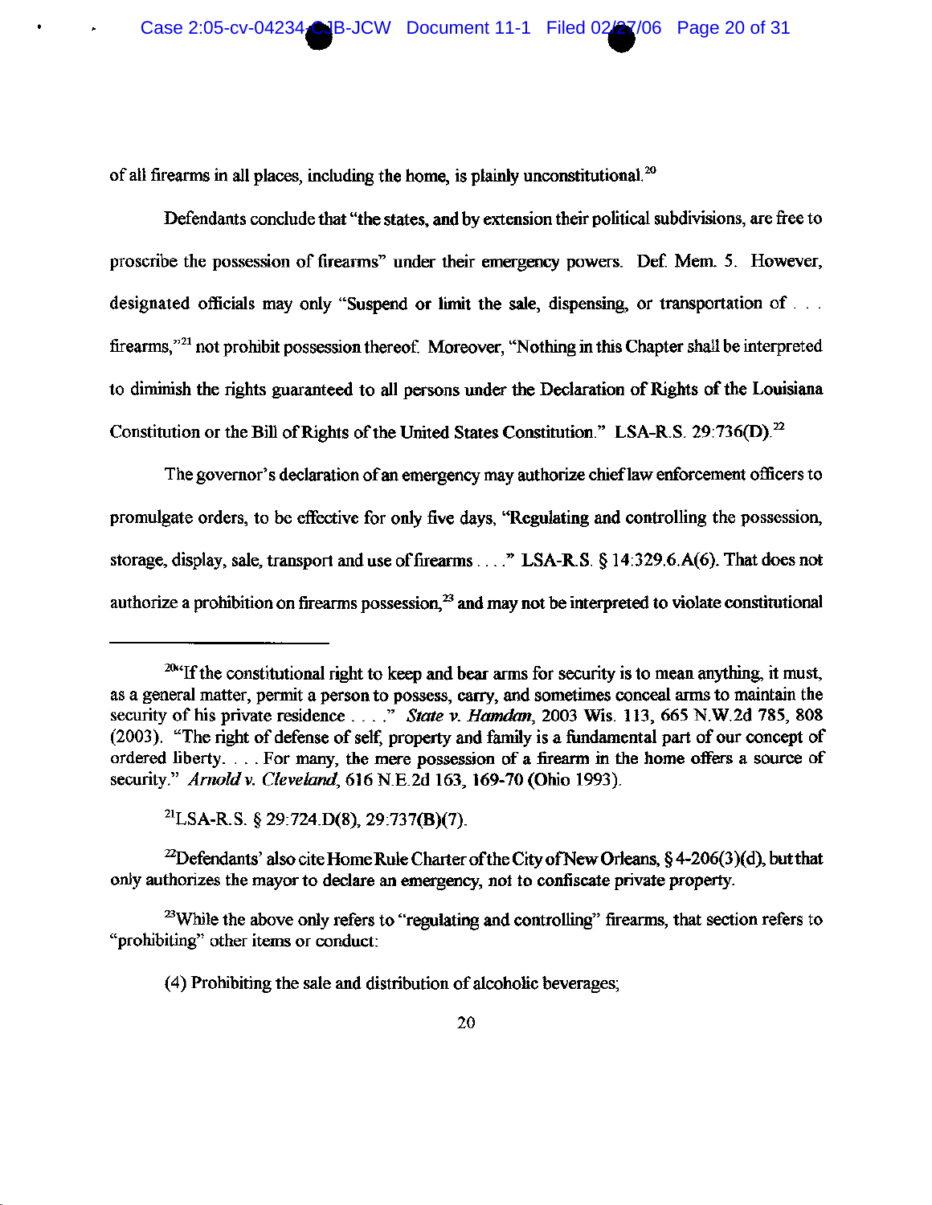of all firearms in all places, including the home, is plainly unconstitutional.[20]

Defendants conclude that "the states, and by extension their political subdivisions, are free to proscribe the possession of firearms" under their emergency powers. Def. Mem. 5. However, designated officials may only "Suspend or limit the sale, dispensing, or transportation of . . . firearms,"[21] not prohibit possession thereof. Moreover, "Nothing in this Chapter shall be interpreted to diminish the rights guaranteed to all persons under the Declaration of Rights of the Louisiana Constitution or the Bill of Rights of the United States Constitution." LSA-R.S. 29:736(D).[22]

The governor's declaration of an emergency may authorize chief law enforcement officers to promulgate orders, to be effective for only five days, "Regulating and controlling the possession, storage, display, sale, transport and use of firearms . . . ." LSA-R.S. § 14:329.6.A(6). That does not authorize a prohibition on firearms possession,[23] and may not be interpreted to violate constitutional

---

[20]"If the constitutional right to keep and bear arms for security is to mean anything, it must, as a general matter, permit a person to possess, carry, and sometimes conceal arms to maintain the security of his private residence . . . ." *State v. Hamdan*, 2003 Wis. 113, 665 N.W.2d 785, 808 (2003). "The right of defense of self, property and family is a fundamental part of our concept of ordered liberty. . . . For many, the mere possession of a firearm in the home offers a source of security." *Arnold v. Cleveland*, 616 N.E.2d 163, 169-70 (Ohio 1993).

[21]LSA-R.S. § 29:724.D(8), 29:737(B)(7).

[22]Defendants' also cite Home Rule Charter of the City of New Orleans, § 4-206(3)(d), but that only authorizes the mayor to declare an emergency, not to confiscate private property.

[23]While the above only refers to "regulating and controlling" firearms, that section refers to "prohibiting" other items or conduct:

(4) Prohibiting the sale and distribution of alcoholic beverages;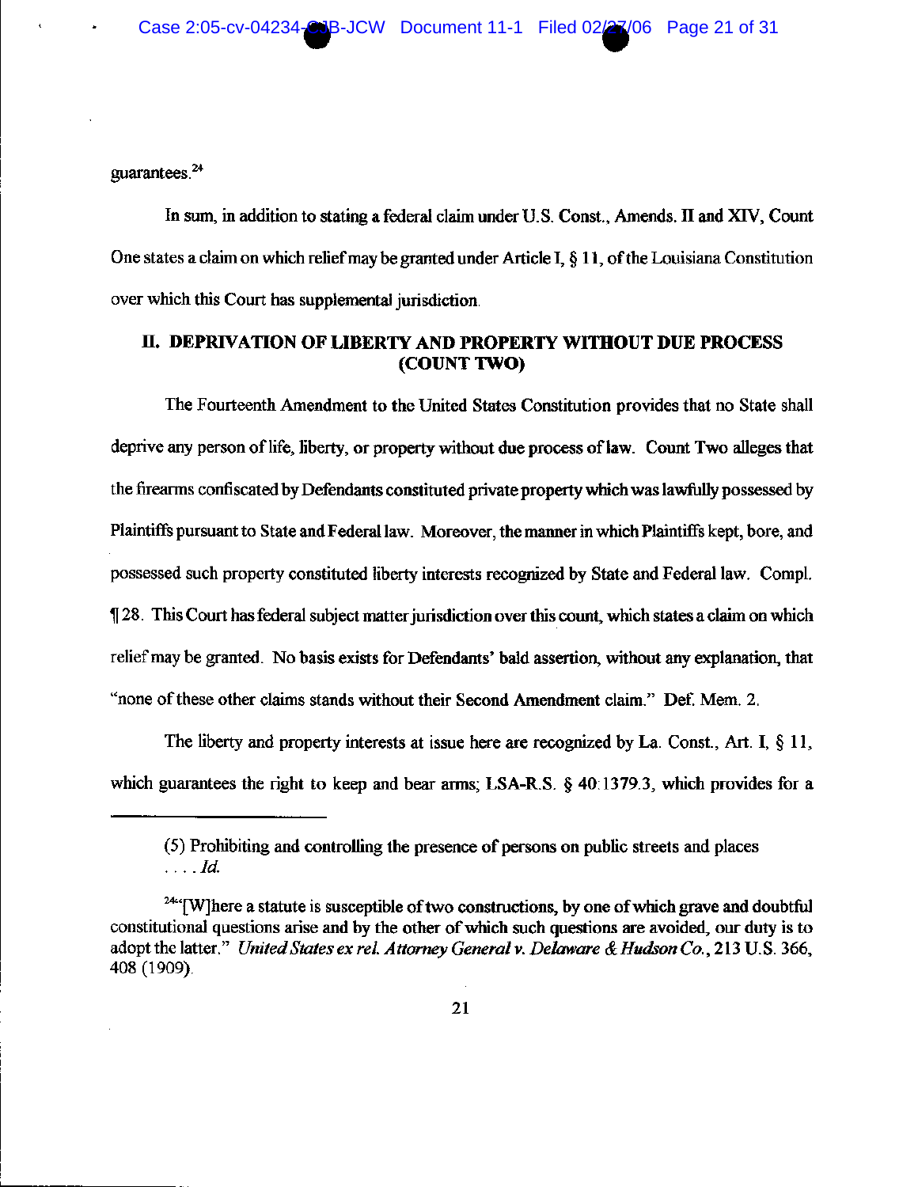guarantees.[24]

In sum, in addition to stating a federal claim under U.S. Const., Amends. II and XIV, Count One states a claim on which relief may be granted under Article I, § 11, of the Louisiana Constitution over which this Court has supplemental jurisdiction.

## II. DEPRIVATION OF LIBERTY AND PROPERTY WITHOUT DUE PROCESS (COUNT TWO)

The Fourteenth Amendment to the United States Constitution provides that no State shall deprive any person of life, liberty, or property without due process of law. Count Two alleges that the firearms confiscated by Defendants constituted private property which was lawfully possessed by Plaintiffs pursuant to State and Federal law. Moreover, the manner in which Plaintiffs kept, bore, and possessed such property constituted liberty interests recognized by State and Federal law. Compl. ¶ 28. This Court has federal subject matter jurisdiction over this count, which states a claim on which relief may be granted. No basis exists for Defendants' bald assertion, without any explanation, that "none of these other claims stands without their Second Amendment claim." Def. Mem. 2.

The liberty and property interests at issue here are recognized by La. Const., Art. I, § 11, which guarantees the right to keep and bear arms; LSA-R.S. § 40:1379.3, which provides for a

---

(5) Prohibiting and controlling the presence of persons on public streets and places . . . . *Id.*

[24] "[W]here a statute is susceptible of two constructions, by one of which grave and doubtful constitutional questions arise and by the other of which such questions are avoided, our duty is to adopt the latter." *United States ex rel. Attorney General v. Delaware & Hudson Co.*, 213 U.S. 366, 408 (1909).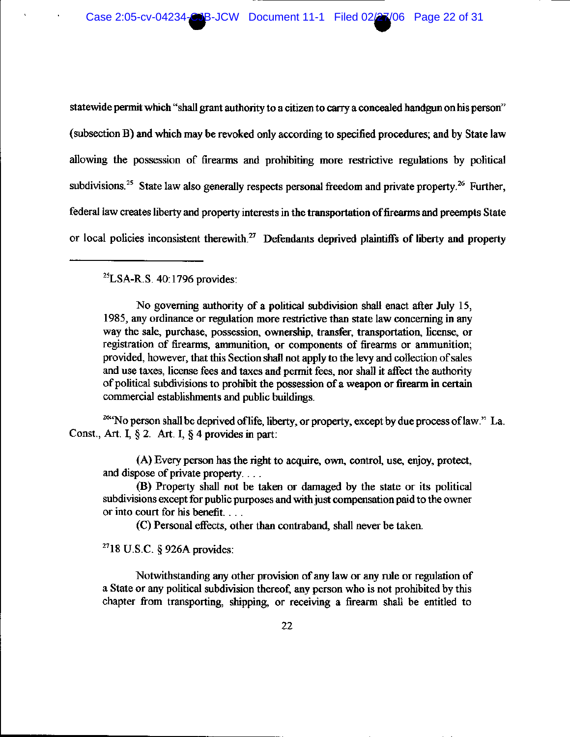statewide permit which "shall grant authority to a citizen to carry a concealed handgun on his person" (subsection B) and which may be revoked only according to specified procedures; and by State law allowing the possession of firearms and prohibiting more restrictive regulations by political subdivisions.[25] State law also generally respects personal freedom and private property.[26] Further, federal law creates liberty and property interests in the transportation of firearms and preempts State or local policies inconsistent therewith.[27] Defendants deprived plaintiffs of liberty and property

---

[25]LSA-R.S. 40:1796 provides:

> No governing authority of a political subdivision shall enact after July 15, 1985, any ordinance or regulation more restrictive than state law concerning in any way the sale, purchase, possession, ownership, transfer, transportation, license, or registration of firearms, ammunition, or components of firearms or ammunition; provided, however, that this Section shall not apply to the levy and collection of sales and use taxes, license fees and taxes and permit fees, nor shall it affect the authority of political subdivisions to prohibit the possession of a weapon or firearm in certain commercial establishments and public buildings.

[26]"No person shall be deprived of life, liberty, or property, except by due process of law." La. Const., Art. I, § 2. Art. I, § 4 provides in part:

> (A) Every person has the right to acquire, own, control, use, enjoy, protect, and dispose of private property. . . .
>
> (B) Property shall not be taken or damaged by the state or its political subdivisions except for public purposes and with just compensation paid to the owner or into court for his benefit. . . .
>
> (C) Personal effects, other than contraband, shall never be taken.

[27]18 U.S.C. § 926A provides:

> Notwithstanding any other provision of any law or any rule or regulation of a State or any political subdivision thereof, any person who is not prohibited by this chapter from transporting, shipping, or receiving a firearm shall be entitled to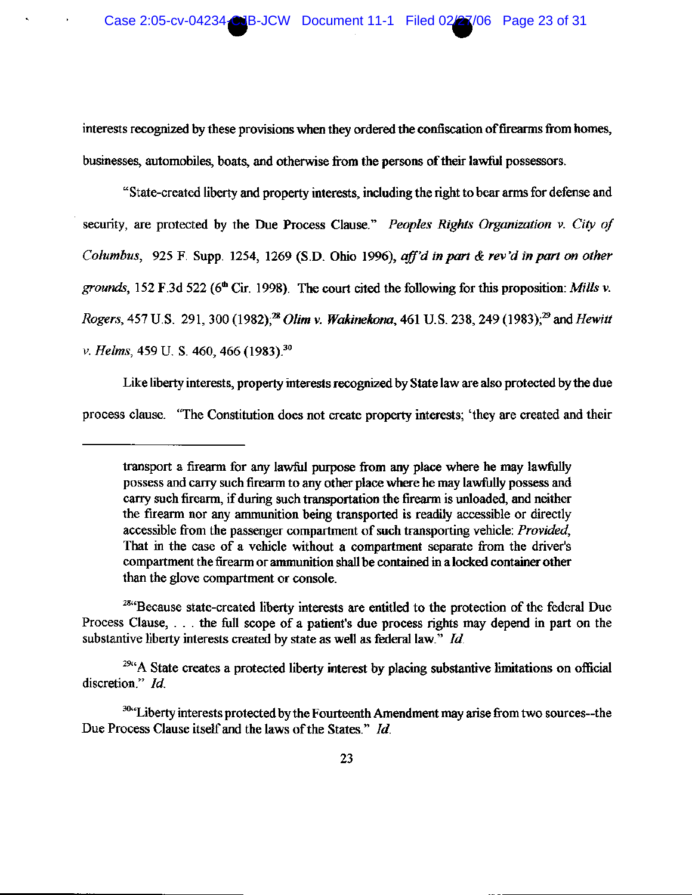interests recognized by these provisions when they ordered the confiscation of firearms from homes, businesses, automobiles, boats, and otherwise from the persons of their lawful possessors.

"State-created liberty and property interests, including the right to bear arms for defense and security, are protected by the Due Process Clause." *Peoples Rights Organization v. City of Columbus*, 925 F. Supp. 1254, 1269 (S.D. Ohio 1996), *aff'd in part & rev'd in part on other grounds*, 152 F.3d 522 (6th Cir. 1998). The court cited the following for this proposition: *Mills v. Rogers*, 457 U.S. 291, 300 (1982);[28] *Olim v. Wakinekona*, 461 U.S. 238, 249 (1983);[29] and *Hewitt v. Helms*, 459 U. S. 460, 466 (1983).[30]

Like liberty interests, property interests recognized by State law are also protected by the due process clause. "The Constitution does not create property interests; 'they are created and their

---

transport a firearm for any lawful purpose from any place where he may lawfully possess and carry such firearm to any other place where he may lawfully possess and carry such firearm, if during such transportation the firearm is unloaded, and neither the firearm nor any ammunition being transported is readily accessible or directly accessible from the passenger compartment of such transporting vehicle: *Provided*, That in the case of a vehicle without a compartment separate from the driver's compartment the firearm or ammunition shall be contained in a locked container other than the glove compartment or console.

[28] "Because state-created liberty interests are entitled to the protection of the federal Due Process Clause, . . . the full scope of a patient's due process rights may depend in part on the substantive liberty interests created by state as well as federal law." *Id.*

[29] "A State creates a protected liberty interest by placing substantive limitations on official discretion." *Id.*

[30] "Liberty interests protected by the Fourteenth Amendment may arise from two sources--the Due Process Clause itself and the laws of the States." *Id.*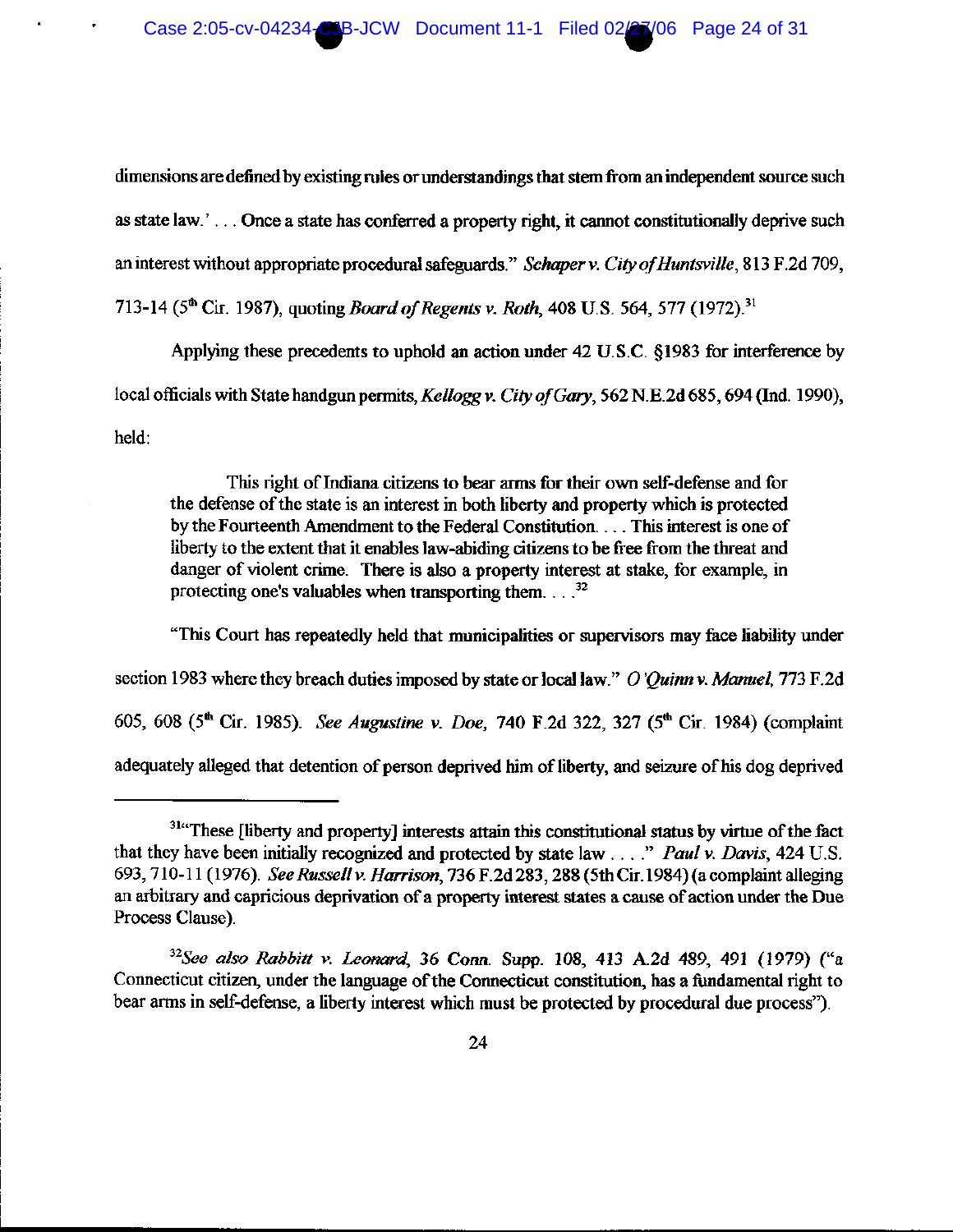dimensions are defined by existing rules or understandings that stem from an independent source such as state law.' . . . Once a state has conferred a property right, it cannot constitutionally deprive such an interest without appropriate procedural safeguards." *Schaper v. City of Huntsville*, 813 F.2d 709, 713-14 (5th Cir. 1987), quoting *Board of Regents v. Roth*, 408 U.S. 564, 577 (1972).[31]

Applying these precedents to uphold an action under 42 U.S.C. §1983 for interference by local officials with State handgun permits, *Kellogg v. City of Gary*, 562 N.E.2d 685, 694 (Ind. 1990), held:

> This right of Indiana citizens to bear arms for their own self-defense and for the defense of the state is an interest in both liberty and property which is protected by the Fourteenth Amendment to the Federal Constitution. . . . This interest is one of liberty to the extent that it enables law-abiding citizens to be free from the threat and danger of violent crime. There is also a property interest at stake, for example, in protecting one's valuables when transporting them. . . .[32]

"This Court has repeatedly held that municipalities or supervisors may face liability under section 1983 where they breach duties imposed by state or local law." *O'Quinn v. Manuel*, 773 F.2d 605, 608 (5th Cir. 1985). *See Augustine v. Doe*, 740 F.2d 322, 327 (5th Cir. 1984) (complaint adequately alleged that detention of person deprived him of liberty, and seizure of his dog deprived

---

[31] "These [liberty and property] interests attain this constitutional status by virtue of the fact that they have been initially recognized and protected by state law . . . ." *Paul v. Davis*, 424 U.S. 693, 710-11 (1976). *See Russell v. Harrison*, 736 F.2d 283, 288 (5th Cir. 1984) (a complaint alleging an arbitrary and capricious deprivation of a property interest states a cause of action under the Due Process Clause).

[32] *See also Rabbitt v. Leonard*, 36 Conn. Supp. 108, 413 A.2d 489, 491 (1979) ("a Connecticut citizen, under the language of the Connecticut constitution, has a fundamental right to bear arms in self-defense, a liberty interest which must be protected by procedural due process").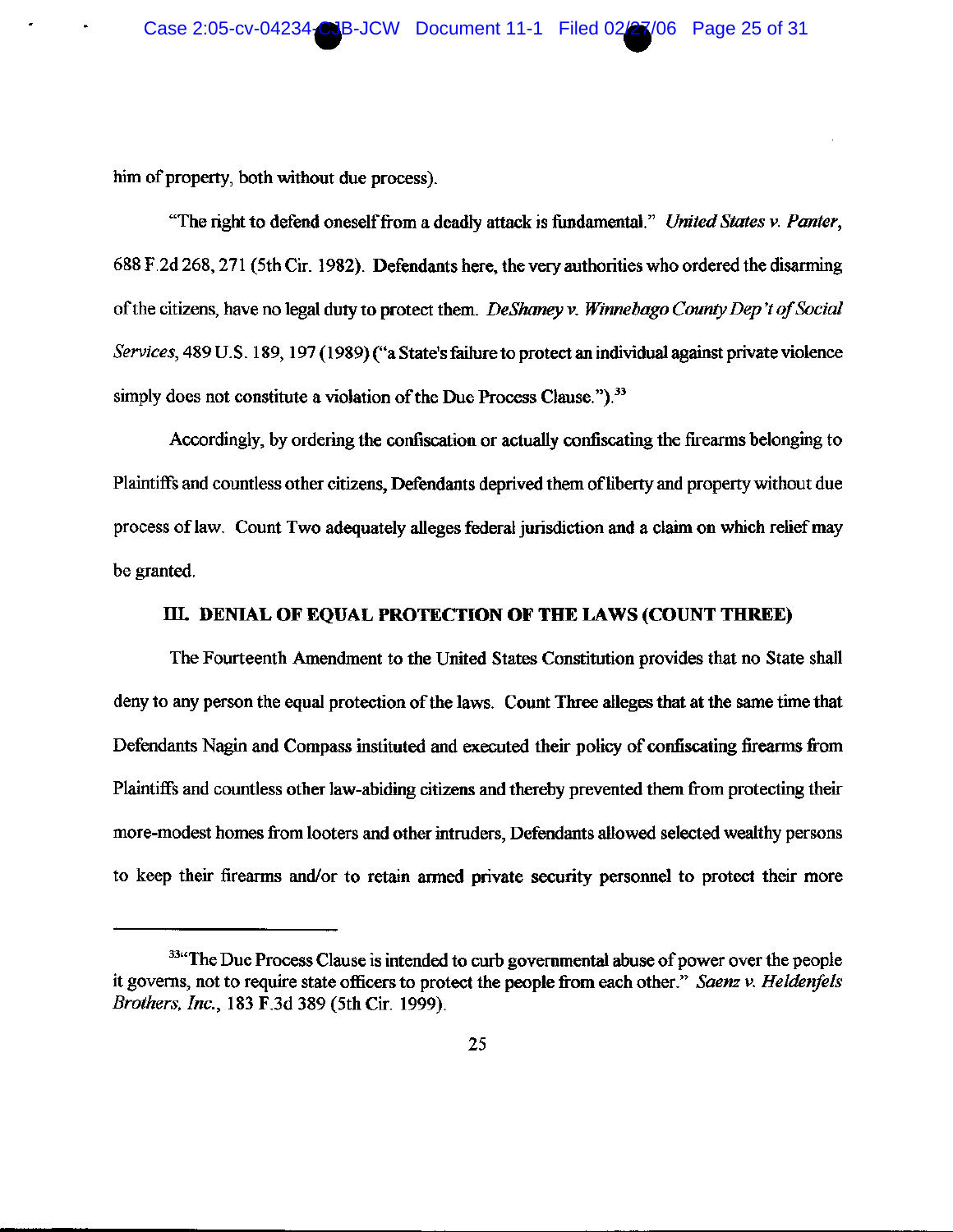him of property, both without due process).

"The right to defend oneself from a deadly attack is fundamental." *United States v. Panter*, 688 F.2d 268, 271 (5th Cir. 1982). Defendants here, the very authorities who ordered the disarming of the citizens, have no legal duty to protect them. *DeShaney v. Winnebago County Dep't of Social Services*, 489 U.S. 189, 197 (1989) ("a State's failure to protect an individual against private violence simply does not constitute a violation of the Due Process Clause.").[33]

Accordingly, by ordering the confiscation or actually confiscating the firearms belonging to Plaintiffs and countless other citizens, Defendants deprived them of liberty and property without due process of law. Count Two adequately alleges federal jurisdiction and a claim on which relief may be granted.

### III. DENIAL OF EQUAL PROTECTION OF THE LAWS (COUNT THREE)

The Fourteenth Amendment to the United States Constitution provides that no State shall deny to any person the equal protection of the laws. Count Three alleges that at the same time that Defendants Nagin and Compass instituted and executed their policy of confiscating firearms from Plaintiffs and countless other law-abiding citizens and thereby prevented them from protecting their more-modest homes from looters and other intruders, Defendants allowed selected wealthy persons to keep their firearms and/or to retain armed private security personnel to protect their more

---

[33] "The Due Process Clause is intended to curb governmental abuse of power over the people it governs, not to require state officers to protect the people from each other." *Saenz v. Heldenfels Brothers, Inc.*, 183 F.3d 389 (5th Cir. 1999).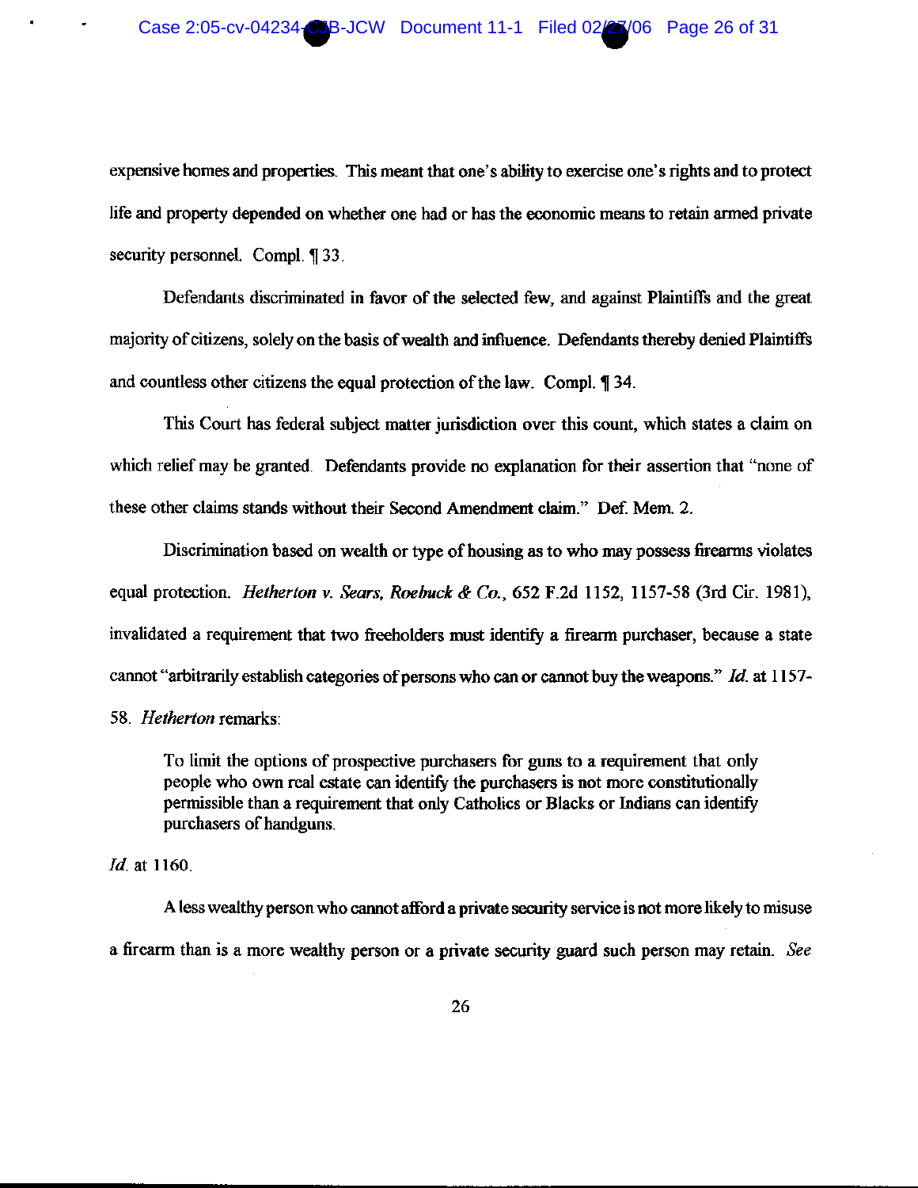expensive homes and properties. This meant that one's ability to exercise one's rights and to protect life and property depended on whether one had or has the economic means to retain armed private security personnel. Compl. ¶ 33.

Defendants discriminated in favor of the selected few, and against Plaintiffs and the great majority of citizens, solely on the basis of wealth and influence. Defendants thereby denied Plaintiffs and countless other citizens the equal protection of the law. Compl. ¶ 34.

This Court has federal subject matter jurisdiction over this count, which states a claim on which relief may be granted. Defendants provide no explanation for their assertion that "none of these other claims stands without their Second Amendment claim." Def. Mem. 2.

Discrimination based on wealth or type of housing as to who may possess firearms violates equal protection. *Hetherton v. Sears, Roebuck & Co.*, 652 F.2d 1152, 1157-58 (3rd Cir. 1981), invalidated a requirement that two freeholders must identify a firearm purchaser, because a state cannot "arbitrarily establish categories of persons who can or cannot buy the weapons." *Id.* at 1157-58. *Hetherton* remarks:

> To limit the options of prospective purchasers for guns to a requirement that only people who own real estate can identify the purchasers is not more constitutionally permissible than a requirement that only Catholics or Blacks or Indians can identify purchasers of handguns.

*Id.* at 1160.

A less wealthy person who cannot afford a private security service is not more likely to misuse a firearm than is a more wealthy person or a private security guard such person may retain. *See*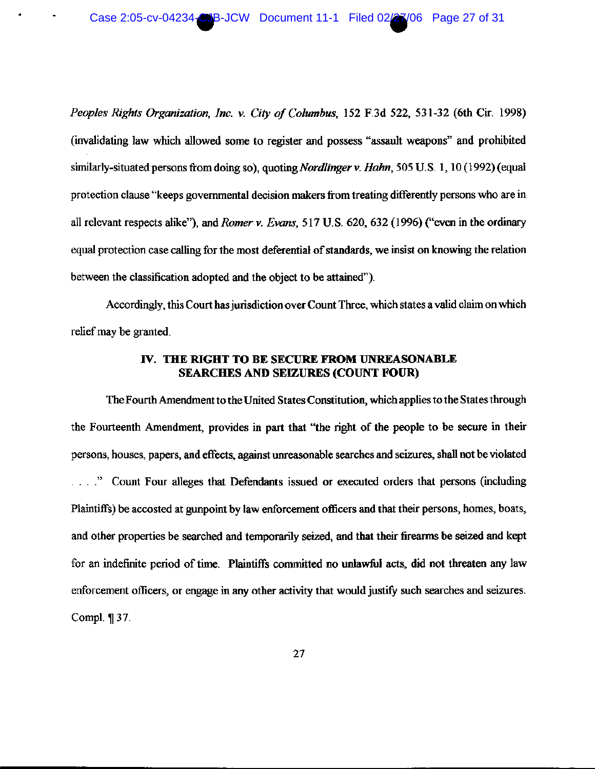*Peoples Rights Organization, Inc. v. City of Columbus*, 152 F.3d 522, 531-32 (6th Cir. 1998) (invalidating law which allowed some to register and possess "assault weapons" and prohibited similarly-situated persons from doing so), quoting *Nordlinger v. Hahn*, 505 U.S. 1, 10 (1992) (equal protection clause "keeps governmental decision makers from treating differently persons who are in all relevant respects alike"), and *Romer v. Evans*, 517 U.S. 620, 632 (1996) ("even in the ordinary equal protection case calling for the most deferential of standards, we insist on knowing the relation between the classification adopted and the object to be attained").

Accordingly, this Court has jurisdiction over Count Three, which states a valid claim on which relief may be granted.

## IV. THE RIGHT TO BE SECURE FROM UNREASONABLE SEARCHES AND SEIZURES (COUNT FOUR)

The Fourth Amendment to the United States Constitution, which applies to the States through the Fourteenth Amendment, provides in part that "the right of the people to be secure in their persons, houses, papers, and effects, against unreasonable searches and seizures, shall not be violated . . . ." Count Four alleges that Defendants issued or executed orders that persons (including Plaintiffs) be accosted at gunpoint by law enforcement officers and that their persons, homes, boats, and other properties be searched and temporarily seized, and that their firearms be seized and kept for an indefinite period of time. Plaintiffs committed no unlawful acts, did not threaten any law enforcement officers, or engage in any other activity that would justify such searches and seizures. Compl. ¶ 37.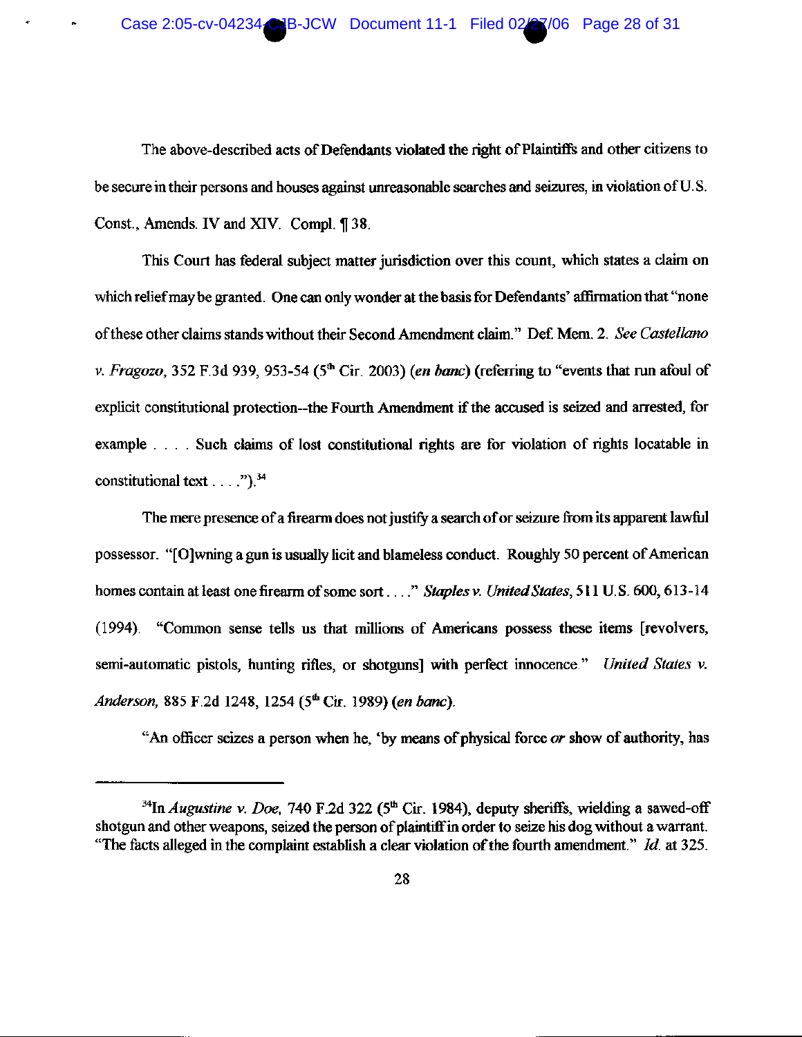The above-described acts of Defendants violated the right of Plaintiffs and other citizens to be secure in their persons and houses against unreasonable searches and seizures, in violation of U.S. Const., Amends. IV and XIV. Compl. ¶ 38.

This Court has federal subject matter jurisdiction over this count, which states a claim on which relief may be granted. One can only wonder at the basis for Defendants' affirmation that "none of these other claims stands without their Second Amendment claim." Def. Mem. 2. *See Castellano v. Fragozo*, 352 F.3d 939, 953-54 (5th Cir. 2003) (*en banc*) (referring to "events that run afoul of explicit constitutional protection--the Fourth Amendment if the accused is seized and arrested, for example . . . . Such claims of lost constitutional rights are for violation of rights locatable in constitutional text . . . .").[34]

The mere presence of a firearm does not justify a search of or seizure from its apparent lawful possessor. "[O]wning a gun is usually licit and blameless conduct. Roughly 50 percent of American homes contain at least one firearm of some sort . . . ." *Staples v. United States*, 511 U.S. 600, 613-14 (1994). "Common sense tells us that millions of Americans possess these items [revolvers, semi-automatic pistols, hunting rifles, or shotguns] with perfect innocence." *United States v. Anderson*, 885 F.2d 1248, 1254 (5th Cir. 1989) (*en banc*).

"An officer seizes a person when he, 'by means of physical force *or* show of authority, has

---

[34] In *Augustine v. Doe*, 740 F.2d 322 (5th Cir. 1984), deputy sheriffs, wielding a sawed-off shotgun and other weapons, seized the person of plaintiff in order to seize his dog without a warrant. "The facts alleged in the complaint establish a clear violation of the fourth amendment." *Id.* at 325.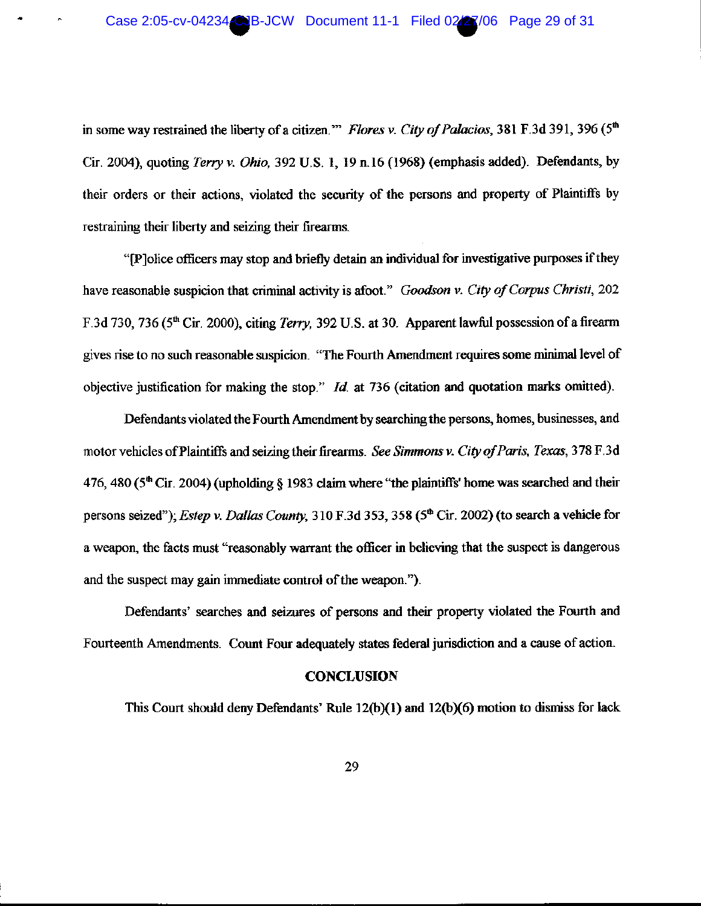in some way restrained the liberty of a citizen.'" *Flores v. City of Palacios*, 381 F.3d 391, 396 (5th Cir. 2004), quoting *Terry v. Ohio*, 392 U.S. 1, 19 n.16 (1968) (emphasis added). Defendants, by their orders or their actions, violated the security of the persons and property of Plaintiffs by restraining their liberty and seizing their firearms.

"[P]olice officers may stop and briefly detain an individual for investigative purposes if they have reasonable suspicion that criminal activity is afoot." *Goodson v. City of Corpus Christi*, 202 F.3d 730, 736 (5th Cir. 2000), citing *Terry*, 392 U.S. at 30. Apparent lawful possession of a firearm gives rise to no such reasonable suspicion. "The Fourth Amendment requires some minimal level of objective justification for making the stop." *Id.* at 736 (citation and quotation marks omitted).

Defendants violated the Fourth Amendment by searching the persons, homes, businesses, and motor vehicles of Plaintiffs and seizing their firearms. *See Simmons v. City of Paris, Texas*, 378 F.3d 476, 480 (5th Cir. 2004) (upholding § 1983 claim where "the plaintiffs' home was searched and their persons seized"); *Estep v. Dallas County*, 310 F.3d 353, 358 (5th Cir. 2002) (to search a vehicle for a weapon, the facts must "reasonably warrant the officer in believing that the suspect is dangerous and the suspect may gain immediate control of the weapon.").

Defendants' searches and seizures of persons and their property violated the Fourth and Fourteenth Amendments. Count Four adequately states federal jurisdiction and a cause of action.

## CONCLUSION

This Court should deny Defendants' Rule 12(b)(1) and 12(b)(6) motion to dismiss for lack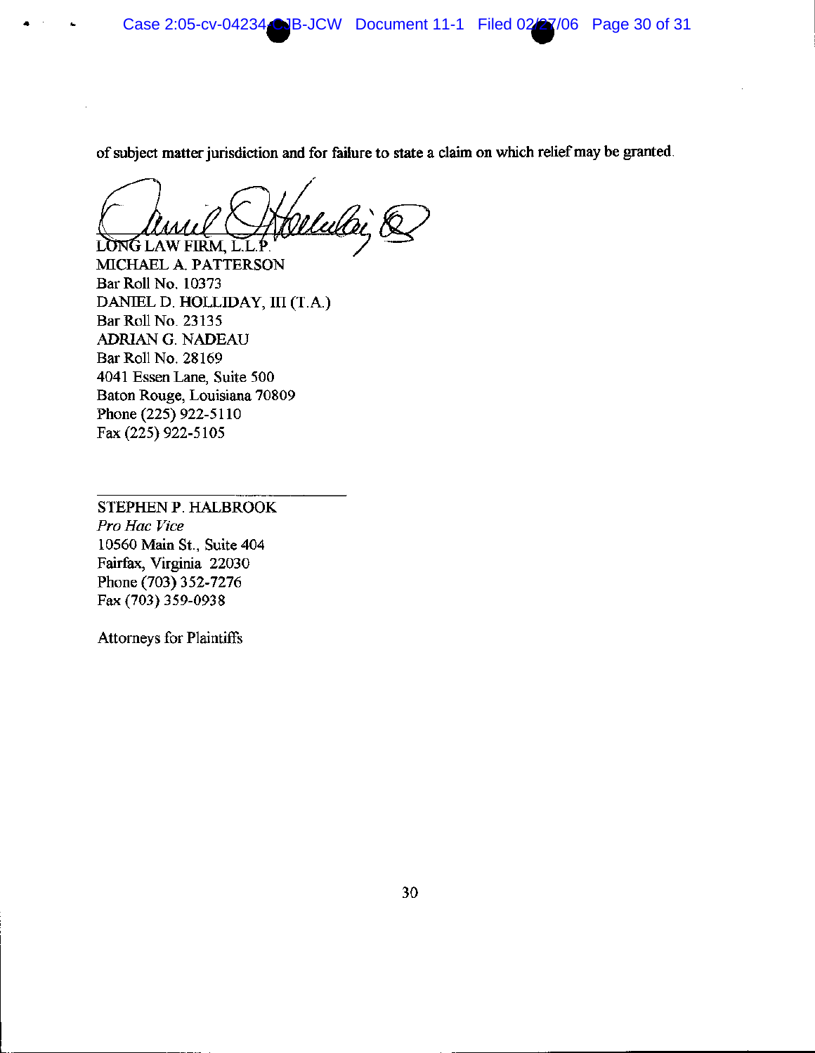of subject matter jurisdiction and for failure to state a claim on which relief may be granted.

LONG LAW FIRM, L.L.P.
MICHAEL A. PATTERSON
Bar Roll No. 10373
DANIEL D. HOLLIDAY, III (T.A.)
Bar Roll No. 23135
ADRIAN G. NADEAU
Bar Roll No. 28169
4041 Essen Lane, Suite 500
Baton Rouge, Louisiana 70809
Phone (225) 922-5110
Fax (225) 922-5105

STEPHEN P. HALBROOK
*Pro Hac Vice*
10560 Main St., Suite 404
Fairfax, Virginia 22030
Phone (703) 352-7276
Fax (703) 359-0938

Attorneys for Plaintiffs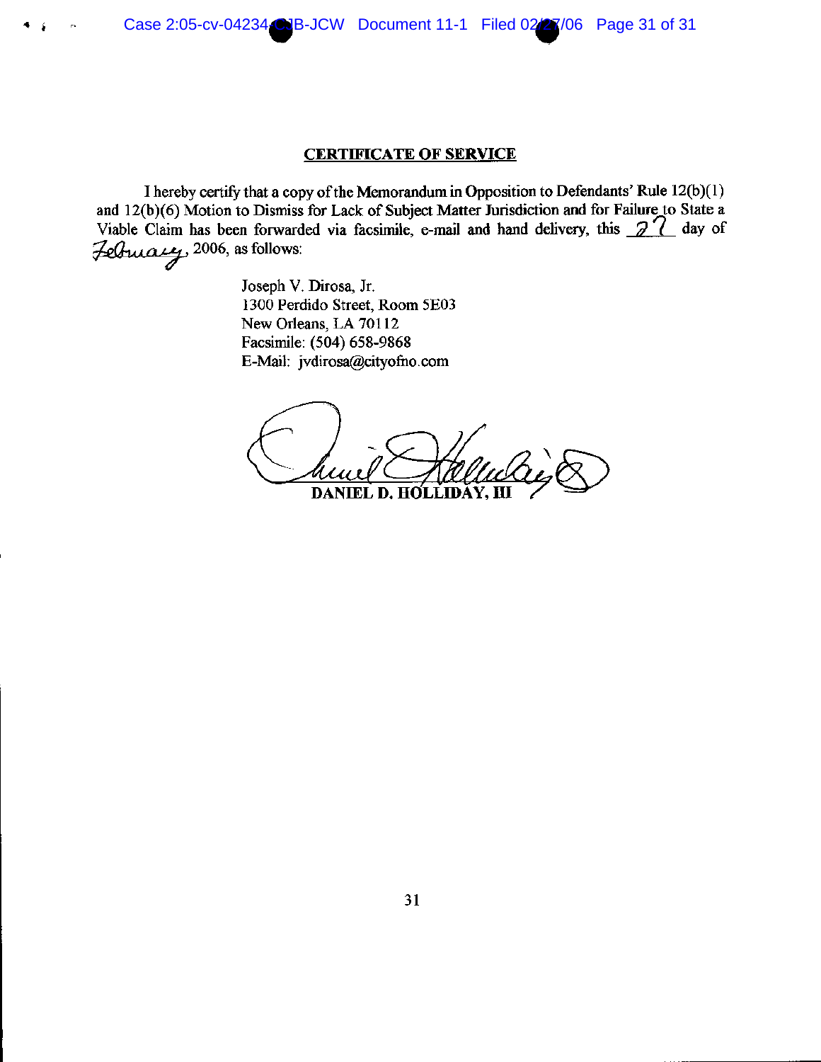**CERTIFICATE OF SERVICE**

I hereby certify that a copy of the Memorandum in Opposition to Defendants' Rule 12(b)(1) and 12(b)(6) Motion to Dismiss for Lack of Subject Matter Jurisdiction and for Failure to State a Viable Claim has been forwarded via facsimile, e-mail and hand delivery, this 27 day of February, 2006, as follows:

Joseph V. Dirosa, Jr.
1300 Perdido Street, Room 5E03
New Orleans, LA 70112
Facsimile: (504) 658-9868
E-Mail: jvdirosa@cityofno.com

DANIEL D. HOLLIDAY, III